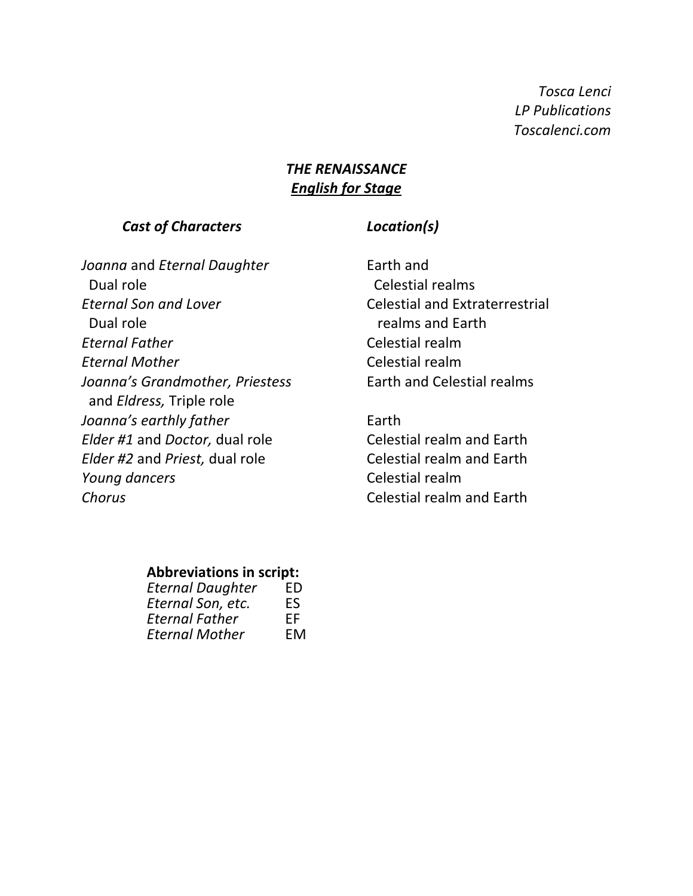*Tosca Lenci*
*LP Publications*
*Toscalenci.com*

# ***THE RENAISSANCE***

***English for Stage***

| ***Cast of Characters*** | ***Location(s)*** |
|---|---|
| *Joanna* and *Eternal Daughter* Dual role | Earth and Celestial realms |
| *Eternal Son and Lover* Dual role | Celestial and Extraterrestrial realms and Earth |
| *Eternal Father* | Celestial realm |
| *Eternal Mother* | Celestial realm |
| *Joanna's Grandmother, Priestess* and *Eldress,* Triple role | Earth and Celestial realms |
| *Joanna's earthly father* | Earth |
| *Elder #1* and *Doctor,* dual role | Celestial realm and Earth |
| *Elder #2* and *Priest,* dual role | Celestial realm and Earth |
| *Young dancers* | Celestial realm |
| *Chorus* | Celestial realm and Earth |

**Abbreviations in script:**

| | |
|---|---|
| *Eternal Daughter* | ED |
| *Eternal Son, etc.* | ES |
| *Eternal Father* | EF |
| *Eternal Mother* | EM |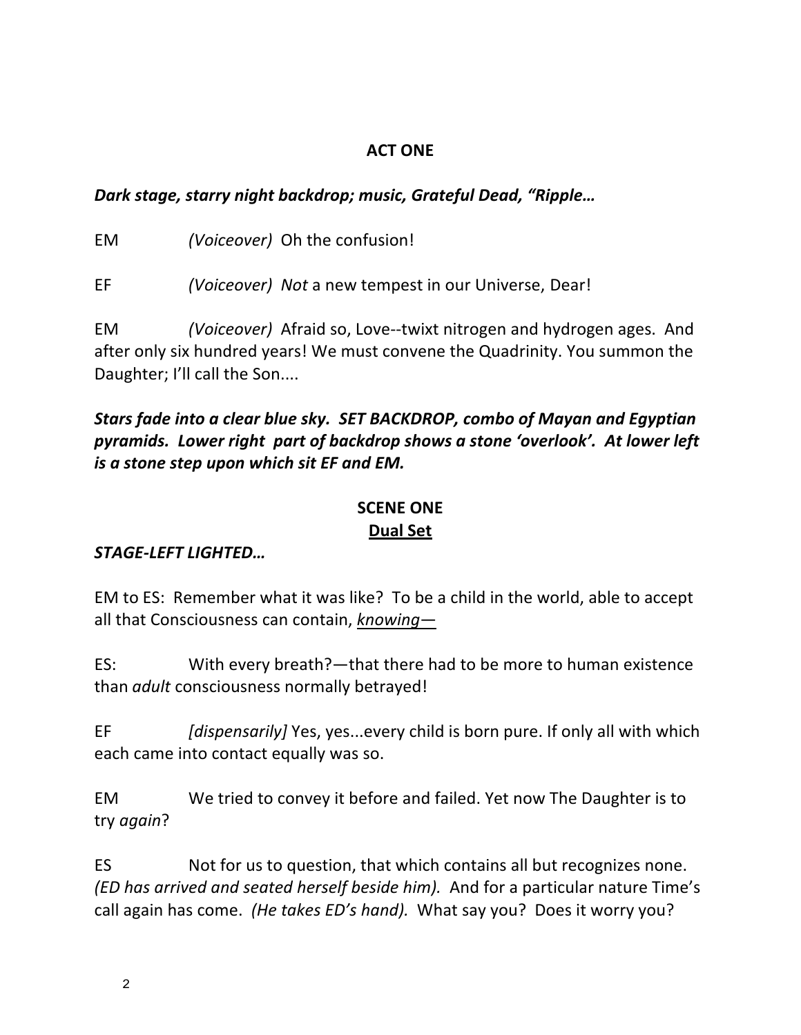**ACT ONE**

***Dark stage, starry night backdrop; music, Grateful Dead, "Ripple…***

EM *(Voiceover)* Oh the confusion!

EF *(Voiceover)* *Not* a new tempest in our Universe, Dear!

EM *(Voiceover)* Afraid so, Love--twixt nitrogen and hydrogen ages. And after only six hundred years! We must convene the Quadrinity. You summon the Daughter; I'll call the Son....

***Stars fade into a clear blue sky. SET BACKDROP, combo of Mayan and Egyptian pyramids. Lower right part of backdrop shows a stone 'overlook'. At lower left is a stone step upon which sit EF and EM.***

**SCENE ONE**

**<u>Dual Set</u>**

***STAGE-LEFT LIGHTED…***

EM to ES: Remember what it was like? To be a child in the world, able to accept all that Consciousness can contain, <u>*knowing*</u>—

ES: With every breath?—that there had to be more to human existence than *adult* consciousness normally betrayed!

EF *[dispensarily]* Yes, yes...every child is born pure. If only all with which each came into contact equally was so.

EM We tried to convey it before and failed. Yet now The Daughter is to try *again*?

ES Not for us to question, that which contains all but recognizes none. *(ED has arrived and seated herself beside him).* And for a particular nature Time's call again has come. *(He takes ED's hand).* What say you? Does it worry you?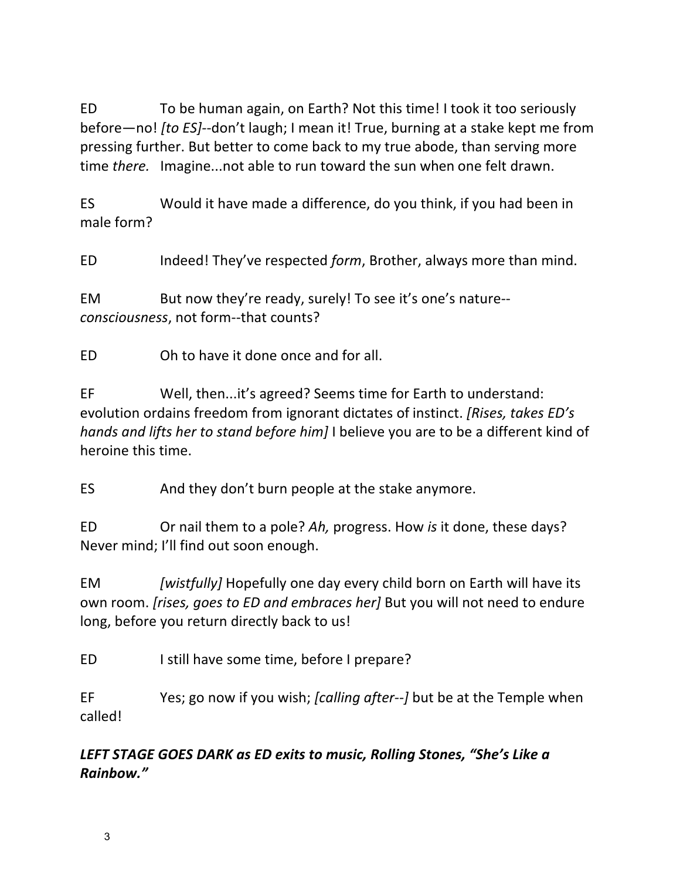ED To be human again, on Earth? Not this time! I took it too seriously before—no! *[to ES]*--don't laugh; I mean it! True, burning at a stake kept me from pressing further. But better to come back to my true abode, than serving more time *there.* Imagine...not able to run toward the sun when one felt drawn.

ES Would it have made a difference, do you think, if you had been in male form?

ED Indeed! They've respected *form*, Brother, always more than mind.

EM But now they're ready, surely! To see it's one's nature--*consciousness*, not form--that counts?

ED Oh to have it done once and for all.

EF Well, then...it's agreed? Seems time for Earth to understand: evolution ordains freedom from ignorant dictates of instinct. *[Rises, takes ED's hands and lifts her to stand before him]* I believe you are to be a different kind of heroine this time.

ES And they don't burn people at the stake anymore.

ED Or nail them to a pole? *Ah,* progress. How *is* it done, these days? Never mind; I'll find out soon enough.

EM *[wistfully]* Hopefully one day every child born on Earth will have its own room. *[rises, goes to ED and embraces her]* But you will not need to endure long, before you return directly back to us!

ED I still have some time, before I prepare?

EF Yes; go now if you wish; *[calling after--]* but be at the Temple when called!

***LEFT STAGE GOES DARK as ED exits to music, Rolling Stones, "She's Like a Rainbow."***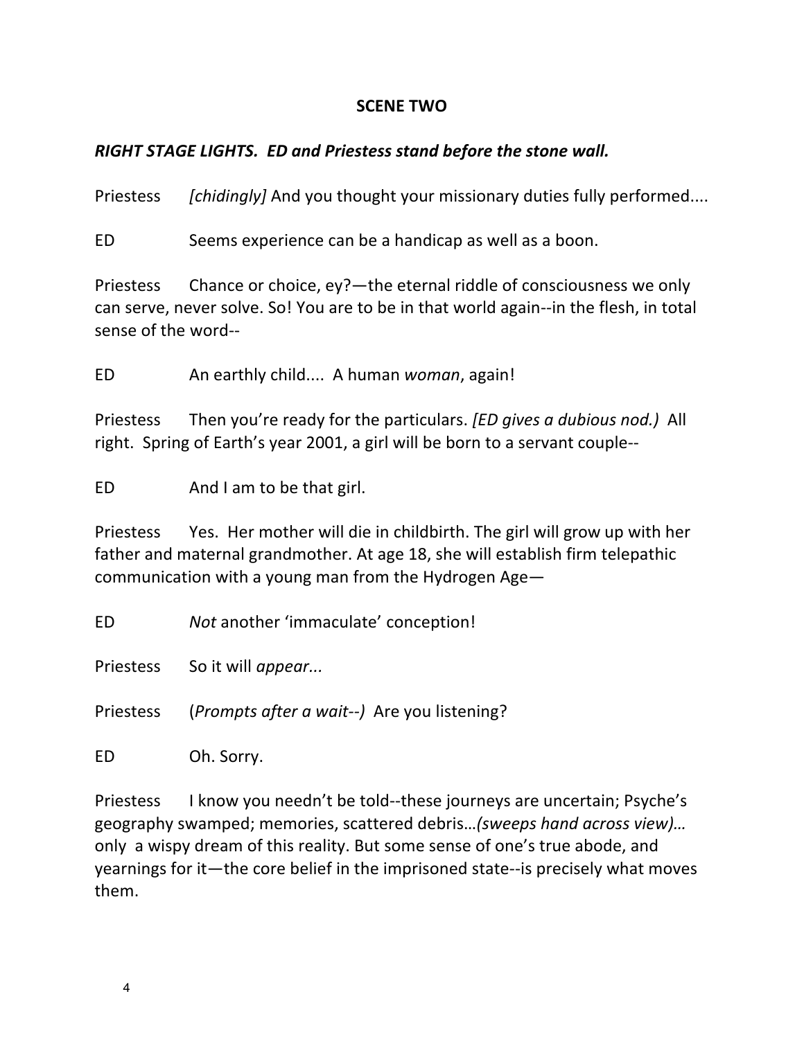**SCENE TWO**

***RIGHT STAGE LIGHTS. ED and Priestess stand before the stone wall.***

Priestess *[chidingly]* And you thought your missionary duties fully performed....

ED Seems experience can be a handicap as well as a boon.

Priestess Chance or choice, ey?—the eternal riddle of consciousness we only can serve, never solve. So! You are to be in that world again--in the flesh, in total sense of the word--

ED An earthly child.... A human *woman*, again!

Priestess Then you're ready for the particulars. *[ED gives a dubious nod.)* All right. Spring of Earth's year 2001, a girl will be born to a servant couple--

ED And I am to be that girl.

Priestess Yes. Her mother will die in childbirth. The girl will grow up with her father and maternal grandmother. At age 18, she will establish firm telepathic communication with a young man from the Hydrogen Age—

ED *Not* another 'immaculate' conception!

Priestess So it will *appear...*

Priestess (*Prompts after a wait--)* Are you listening?

ED Oh. Sorry.

Priestess I know you needn't be told--these journeys are uncertain; Psyche's geography swamped; memories, scattered debris…*(sweeps hand across view)…* only a wispy dream of this reality. But some sense of one's true abode, and yearnings for it—the core belief in the imprisoned state--is precisely what moves them.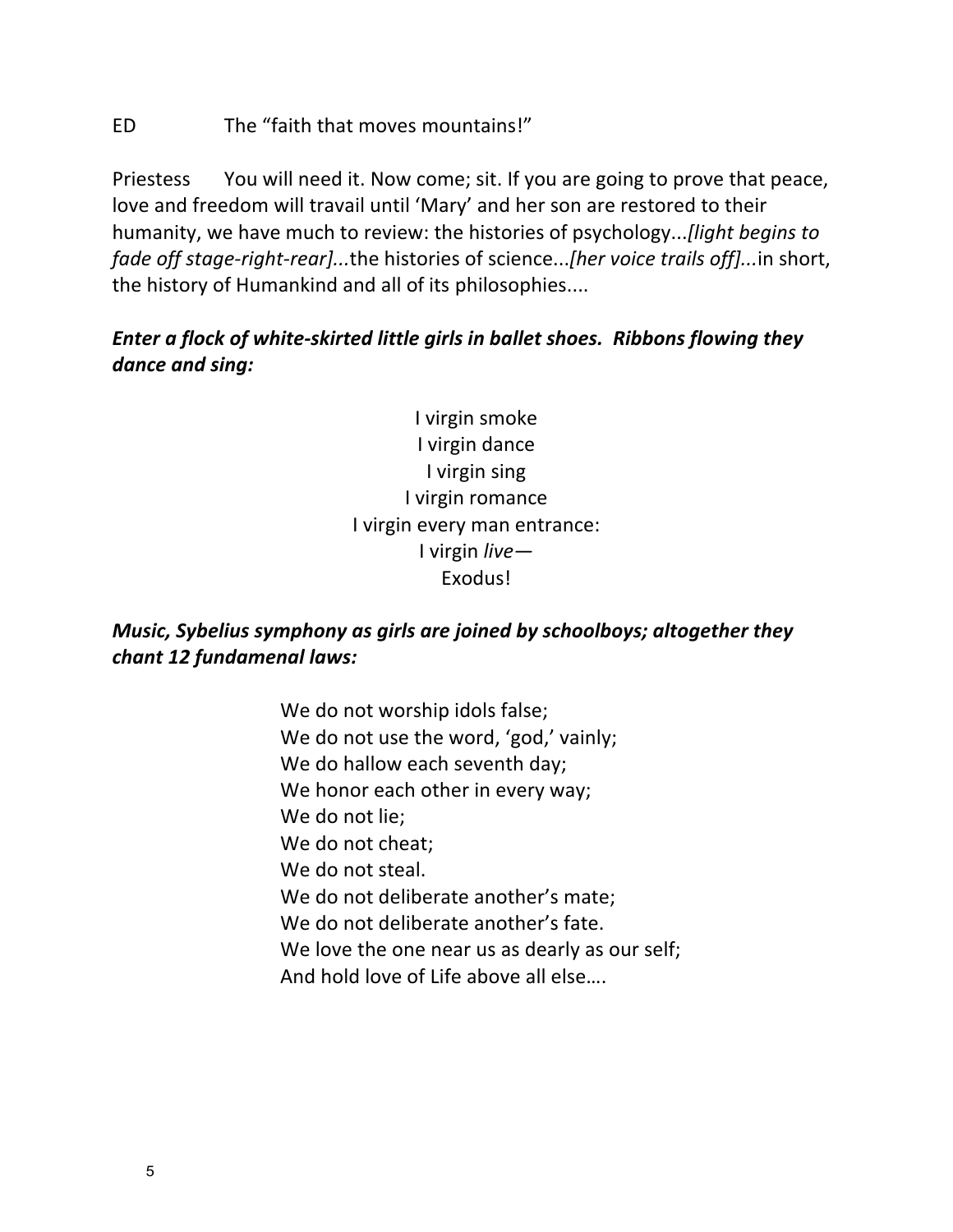ED The “faith that moves mountains!”

Priestess You will need it. Now come; sit. If you are going to prove that peace, love and freedom will travail until ‘Mary’ and her son are restored to their humanity, we have much to review: the histories of psychology...*[light begins to fade off stage-right-rear]...*the histories of science...*[her voice trails off]...*in short, the history of Humankind and all of its philosophies....

***Enter a flock of white-skirted little girls in ballet shoes. Ribbons flowing they dance and sing:***

I virgin smoke  
I virgin dance  
I virgin sing  
I virgin romance  
I virgin every man entrance:  
I virgin *live*—  
Exodus!

***Music, Sybelius symphony as girls are joined by schoolboys; altogether they chant 12 fundamenal laws:***

We do not worship idols false;  
We do not use the word, ‘god,’ vainly;  
We do hallow each seventh day;  
We honor each other in every way;  
We do not lie;  
We do not cheat;  
We do not steal.  
We do not deliberate another’s mate;  
We do not deliberate another’s fate.  
We love the one near us as dearly as our self;  
And hold love of Life above all else….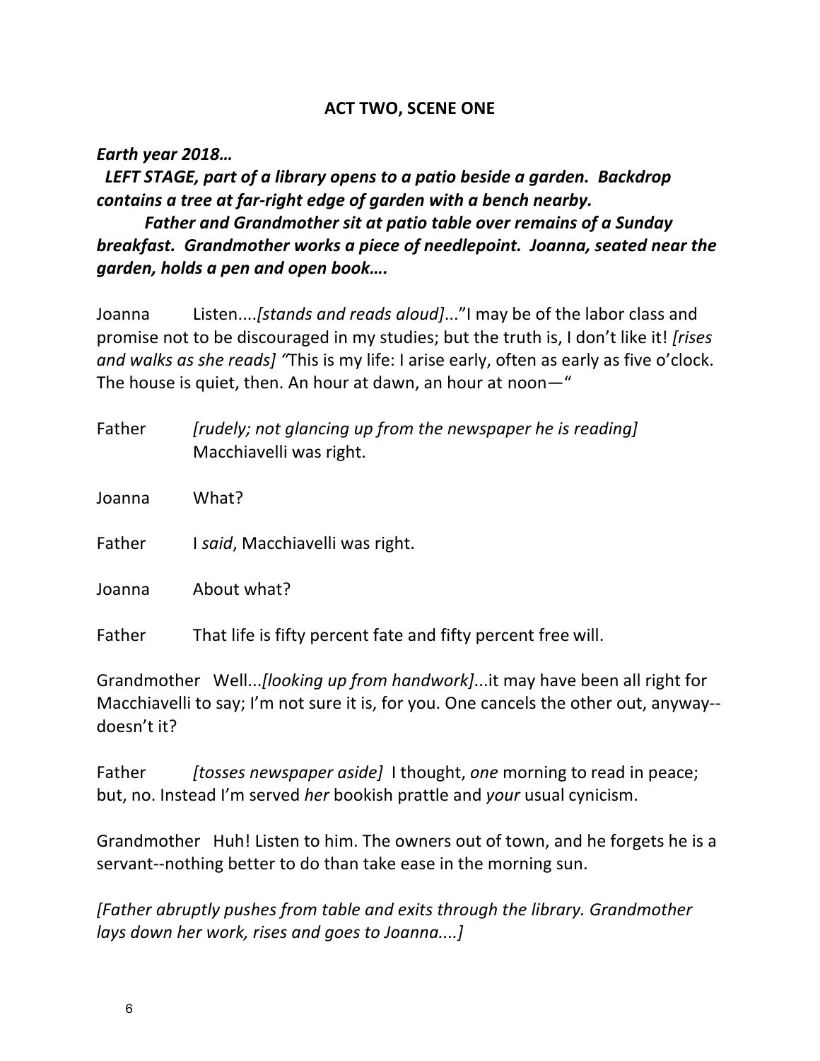## ACT TWO, SCENE ONE

***Earth year 2018…***

***LEFT STAGE, part of a library opens to a patio beside a garden. Backdrop contains a tree at far-right edge of garden with a bench nearby.***

***Father and Grandmother sit at patio table over remains of a Sunday breakfast. Grandmother works a piece of needlepoint. Joanna, seated near the garden, holds a pen and open book….***

Joanna Listen....*[stands and reads aloud]*..."I may be of the labor class and promise not to be discouraged in my studies; but the truth is, I don't like it! *[rises and walks as she reads] "*This is my life: I arise early, often as early as five o'clock. The house is quiet, then. An hour at dawn, an hour at noon—"

Father *[rudely; not glancing up from the newspaper he is reading]* Macchiavelli was right.

Joanna What?

Father I *said*, Macchiavelli was right.

Joanna About what?

Father That life is fifty percent fate and fifty percent free will.

Grandmother Well...*[looking up from handwork]*...it may have been all right for Macchiavelli to say; I'm not sure it is, for you. One cancels the other out, anyway--doesn't it?

Father *[tosses newspaper aside]* I thought, *one* morning to read in peace; but, no. Instead I'm served *her* bookish prattle and *your* usual cynicism.

Grandmother Huh! Listen to him. The owners out of town, and he forgets he is a servant--nothing better to do than take ease in the morning sun.

*[Father abruptly pushes from table and exits through the library. Grandmother lays down her work, rises and goes to Joanna....]*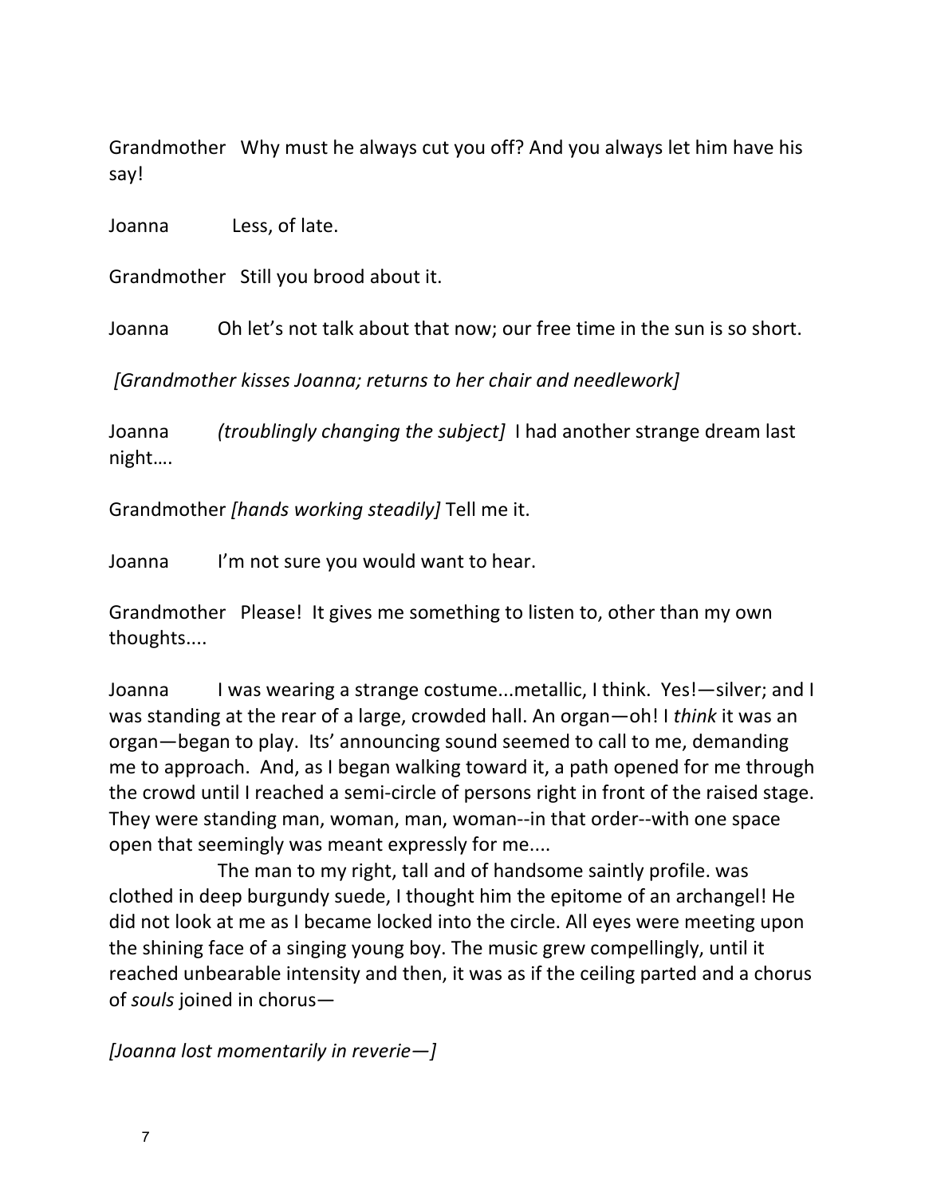Grandmother   Why must he always cut you off? And you always let him have his say!

Joanna   Less, of late.

Grandmother   Still you brood about it.

Joanna   Oh let's not talk about that now; our free time in the sun is so short.

*[Grandmother kisses Joanna; returns to her chair and needlework]*

Joanna   *(troublingly changing the subject]*  I had another strange dream last night….

Grandmother *[hands working steadily]* Tell me it.

Joanna   I'm not sure you would want to hear.

Grandmother   Please!  It gives me something to listen to, other than my own thoughts....

Joanna   I was wearing a strange costume...metallic, I think.  Yes!—silver; and I was standing at the rear of a large, crowded hall. An organ—oh! I *think* it was an organ—began to play.  Its' announcing sound seemed to call to me, demanding me to approach.  And, as I began walking toward it, a path opened for me through the crowd until I reached a semi-circle of persons right in front of the raised stage. They were standing man, woman, man, woman--in that order--with one space open that seemingly was meant expressly for me....

The man to my right, tall and of handsome saintly profile. was clothed in deep burgundy suede, I thought him the epitome of an archangel! He did not look at me as I became locked into the circle. All eyes were meeting upon the shining face of a singing young boy. The music grew compellingly, until it reached unbearable intensity and then, it was as if the ceiling parted and a chorus of *souls* joined in chorus—

*[Joanna lost momentarily in reverie—]*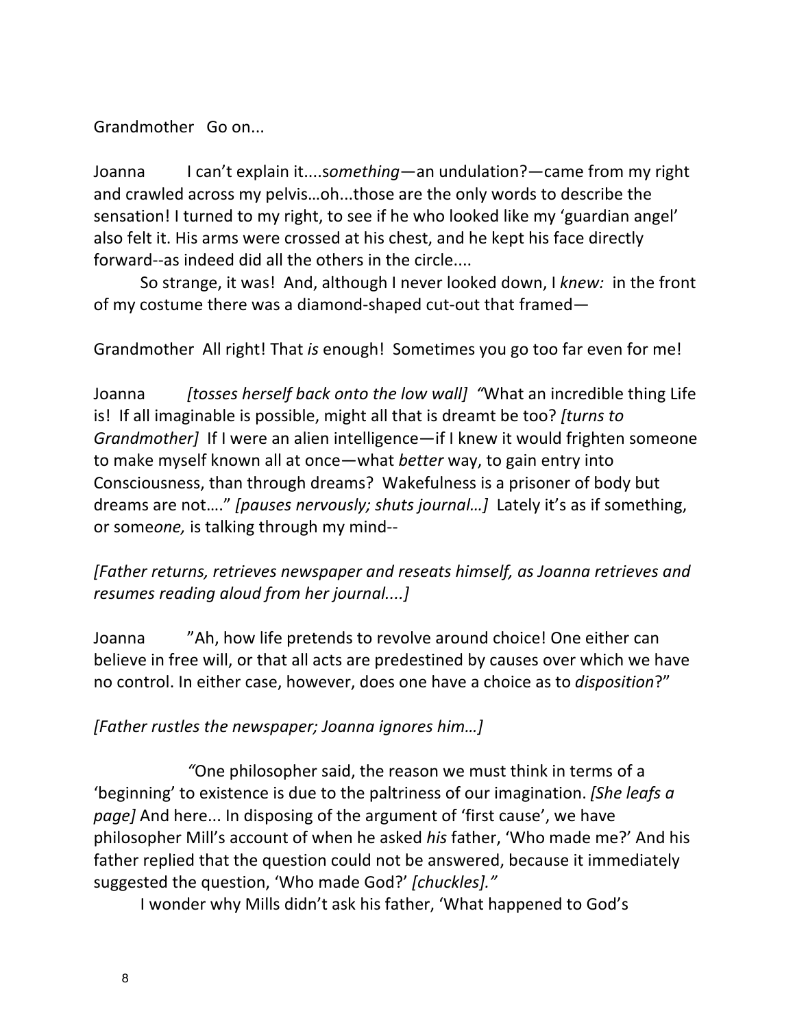Grandmother Go on...

Joanna I can't explain it....s*omething*—an undulation?—came from my right and crawled across my pelvis…oh...those are the only words to describe the sensation! I turned to my right, to see if he who looked like my 'guardian angel' also felt it. His arms were crossed at his chest, and he kept his face directly forward--as indeed did all the others in the circle....

So strange, it was! And, although I never looked down, I *knew:* in the front of my costume there was a diamond-shaped cut-out that framed—

Grandmother All right! That *is* enough! Sometimes you go too far even for me!

Joanna *[tosses herself back onto the low wall]* *"*What an incredible thing Life is! If all imaginable is possible, might all that is dreamt be too? *[turns to Grandmother]* If I were an alien intelligence—if I knew it would frighten someone to make myself known all at once—what *better* way, to gain entry into Consciousness, than through dreams? Wakefulness is a prisoner of body but dreams are not…." *[pauses nervously; shuts journal…]* Lately it's as if something, or some*one,* is talking through my mind--

*[Father returns, retrieves newspaper and reseats himself, as Joanna retrieves and resumes reading aloud from her journal....]*

Joanna "Ah, how life pretends to revolve around choice! One either can believe in free will, or that all acts are predestined by causes over which we have no control. In either case, however, does one have a choice as to *disposition*?"

*[Father rustles the newspaper; Joanna ignores him…]*

*"*One philosopher said, the reason we must think in terms of a 'beginning' to existence is due to the paltriness of our imagination. *[She leafs a page]* And here... In disposing of the argument of 'first cause', we have philosopher Mill's account of when he asked *his* father, 'Who made me?' And his father replied that the question could not be answered, because it immediately suggested the question, 'Who made God?' *[chuckles]."*

I wonder why Mills didn't ask his father, 'What happened to God's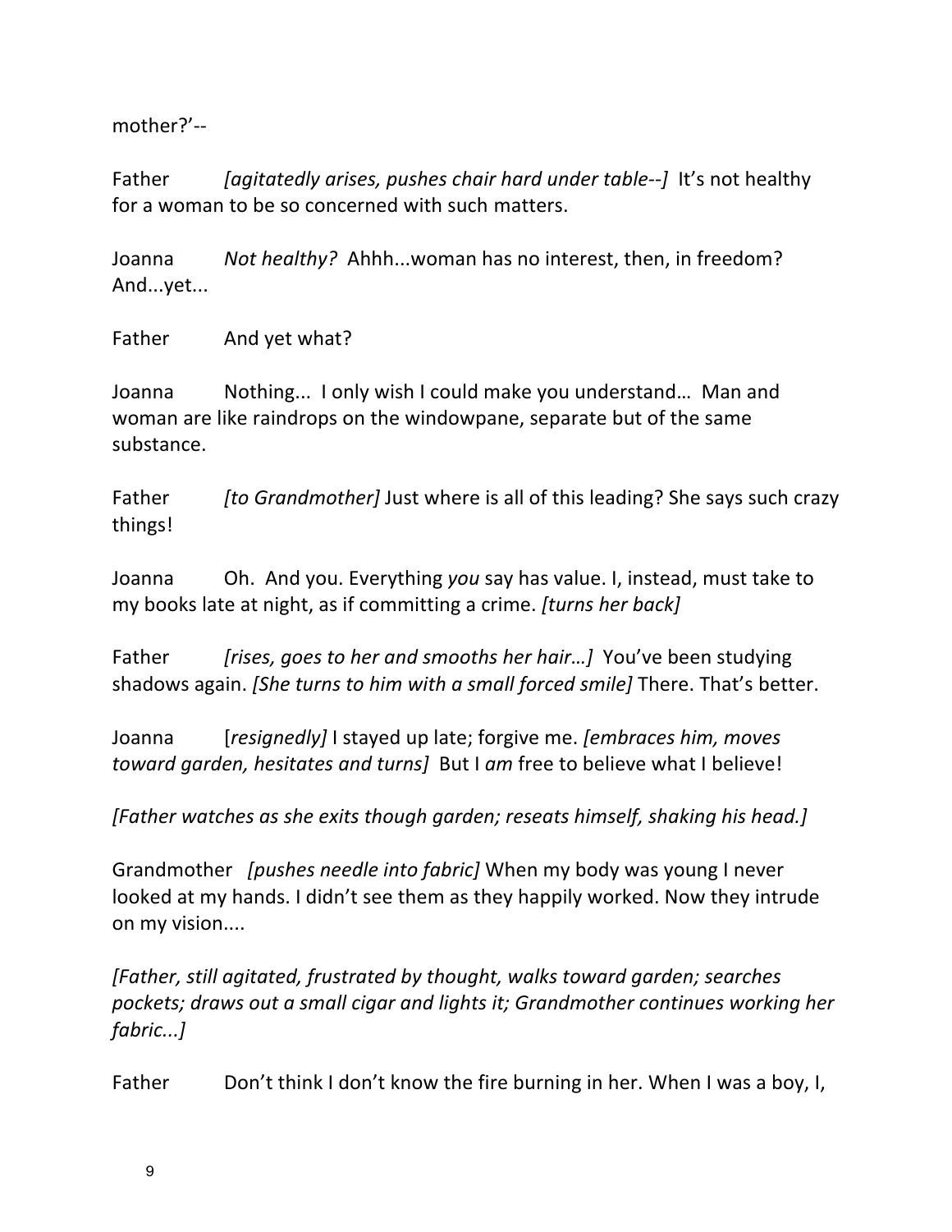mother?'--

Father *[agitatedly arises, pushes chair hard under table--]* It's not healthy for a woman to be so concerned with such matters.

Joanna *Not healthy?* Ahhh...woman has no interest, then, in freedom? And...yet...

Father And yet what?

Joanna Nothing... I only wish I could make you understand… Man and woman are like raindrops on the windowpane, separate but of the same substance.

Father *[to Grandmother]* Just where is all of this leading? She says such crazy things!

Joanna Oh. And you. Everything *you* say has value. I, instead, must take to my books late at night, as if committing a crime. *[turns her back]*

Father *[rises, goes to her and smooths her hair…]* You've been studying shadows again. *[She turns to him with a small forced smile]* There. That's better.

Joanna [*resignedly]* I stayed up late; forgive me. *[embraces him, moves toward garden, hesitates and turns]* But I *am* free to believe what I believe!

*[Father watches as she exits though garden; reseats himself, shaking his head.]*

Grandmother *[pushes needle into fabric]* When my body was young I never looked at my hands. I didn't see them as they happily worked. Now they intrude on my vision....

*[Father, still agitated, frustrated by thought, walks toward garden; searches pockets; draws out a small cigar and lights it; Grandmother continues working her fabric...]*

Father Don't think I don't know the fire burning in her. When I was a boy, I,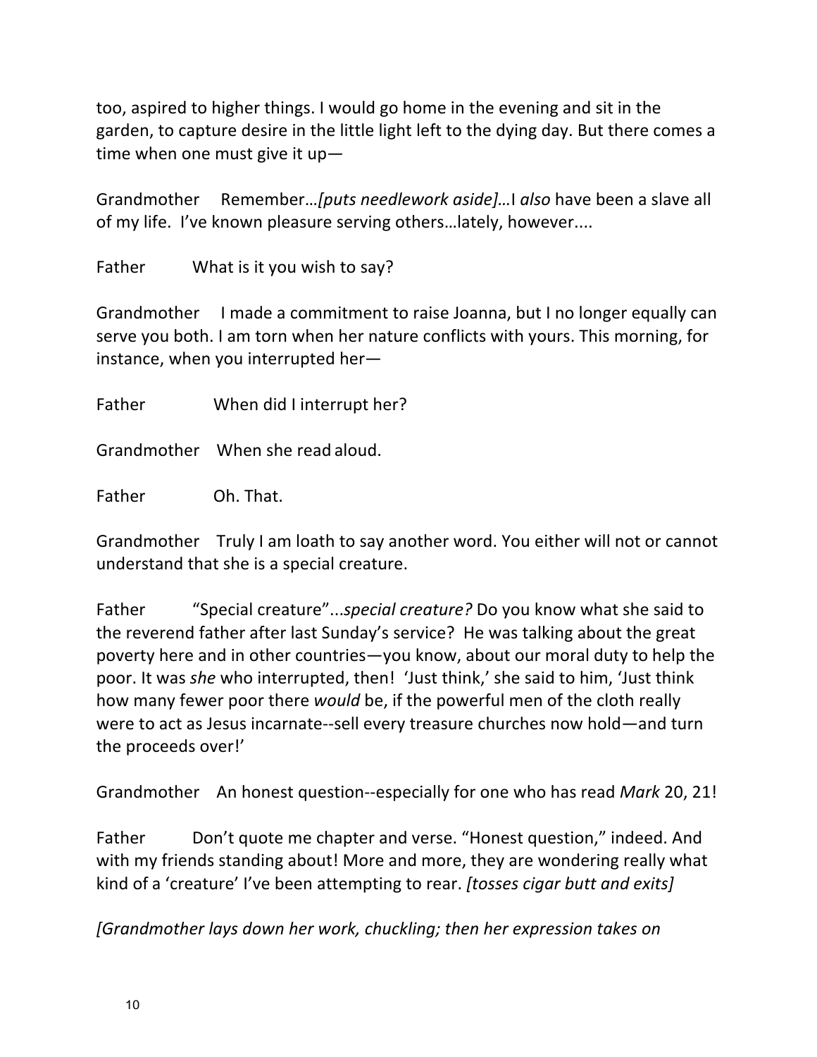too, aspired to higher things. I would go home in the evening and sit in the garden, to capture desire in the little light left to the dying day. But there comes a time when one must give it up—

Grandmother Remember…*[puts needlework aside]*…I *also* have been a slave all of my life. I've known pleasure serving others…lately, however....

Father What is it you wish to say?

Grandmother I made a commitment to raise Joanna, but I no longer equally can serve you both. I am torn when her nature conflicts with yours. This morning, for instance, when you interrupted her—

Father When did I interrupt her?

Grandmother When she read aloud.

Father Oh. That.

Grandmother Truly I am loath to say another word. You either will not or cannot understand that she is a special creature.

Father "Special creature"...*special creature?* Do you know what she said to the reverend father after last Sunday's service? He was talking about the great poverty here and in other countries—you know, about our moral duty to help the poor. It was *she* who interrupted, then! 'Just think,' she said to him, 'Just think how many fewer poor there *would* be, if the powerful men of the cloth really were to act as Jesus incarnate--sell every treasure churches now hold—and turn the proceeds over!'

Grandmother An honest question--especially for one who has read *Mark* 20, 21!

Father Don't quote me chapter and verse. "Honest question," indeed. And with my friends standing about! More and more, they are wondering really what kind of a 'creature' I've been attempting to rear. *[tosses cigar butt and exits]*

*[Grandmother lays down her work, chuckling; then her expression takes on*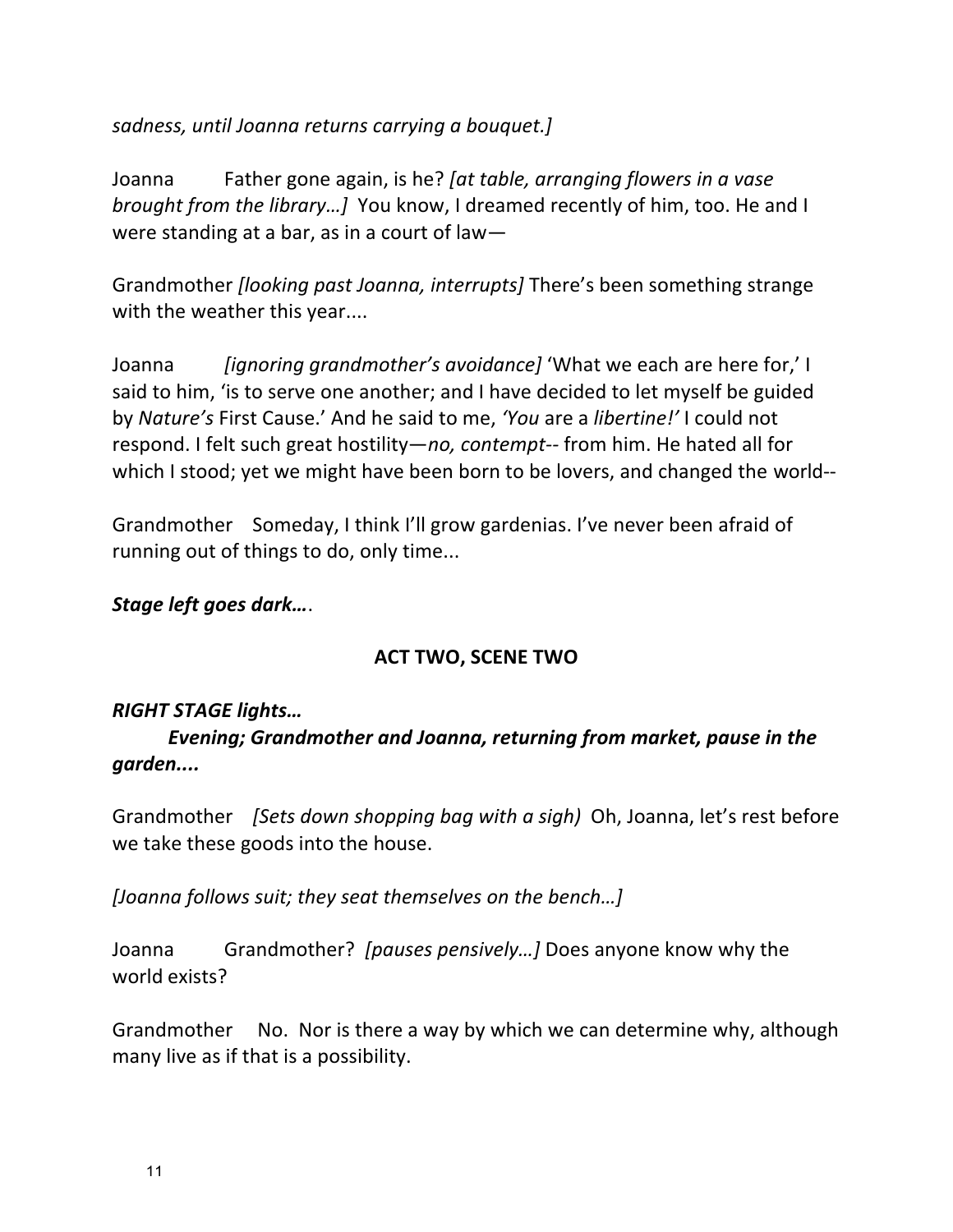*sadness, until Joanna returns carrying a bouquet.]*

Joanna Father gone again, is he? *[at table, arranging flowers in a vase brought from the library…]* You know, I dreamed recently of him, too. He and I were standing at a bar, as in a court of law—

Grandmother *[looking past Joanna, interrupts]* There's been something strange with the weather this year....

Joanna *[ignoring grandmother's avoidance]* 'What we each are here for,' I said to him, 'is to serve one another; and I have decided to let myself be guided by *Nature's* First Cause.' And he said to me, *'You* are a *libertine!'* I could not respond. I felt such great hostility—*no, contempt*-- from him. He hated all for which I stood; yet we might have been born to be lovers, and changed the world--

Grandmother Someday, I think I'll grow gardenias. I've never been afraid of running out of things to do, only time...

***Stage left goes dark…***.

## ACT TWO, SCENE TWO

***RIGHT STAGE lights…***

***Evening; Grandmother and Joanna, returning from market, pause in the garden....***

Grandmother *[Sets down shopping bag with a sigh)* Oh, Joanna, let's rest before we take these goods into the house.

*[Joanna follows suit; they seat themselves on the bench…]*

Joanna Grandmother? *[pauses pensively…]* Does anyone know why the world exists?

Grandmother No. Nor is there a way by which we can determine why, although many live as if that is a possibility.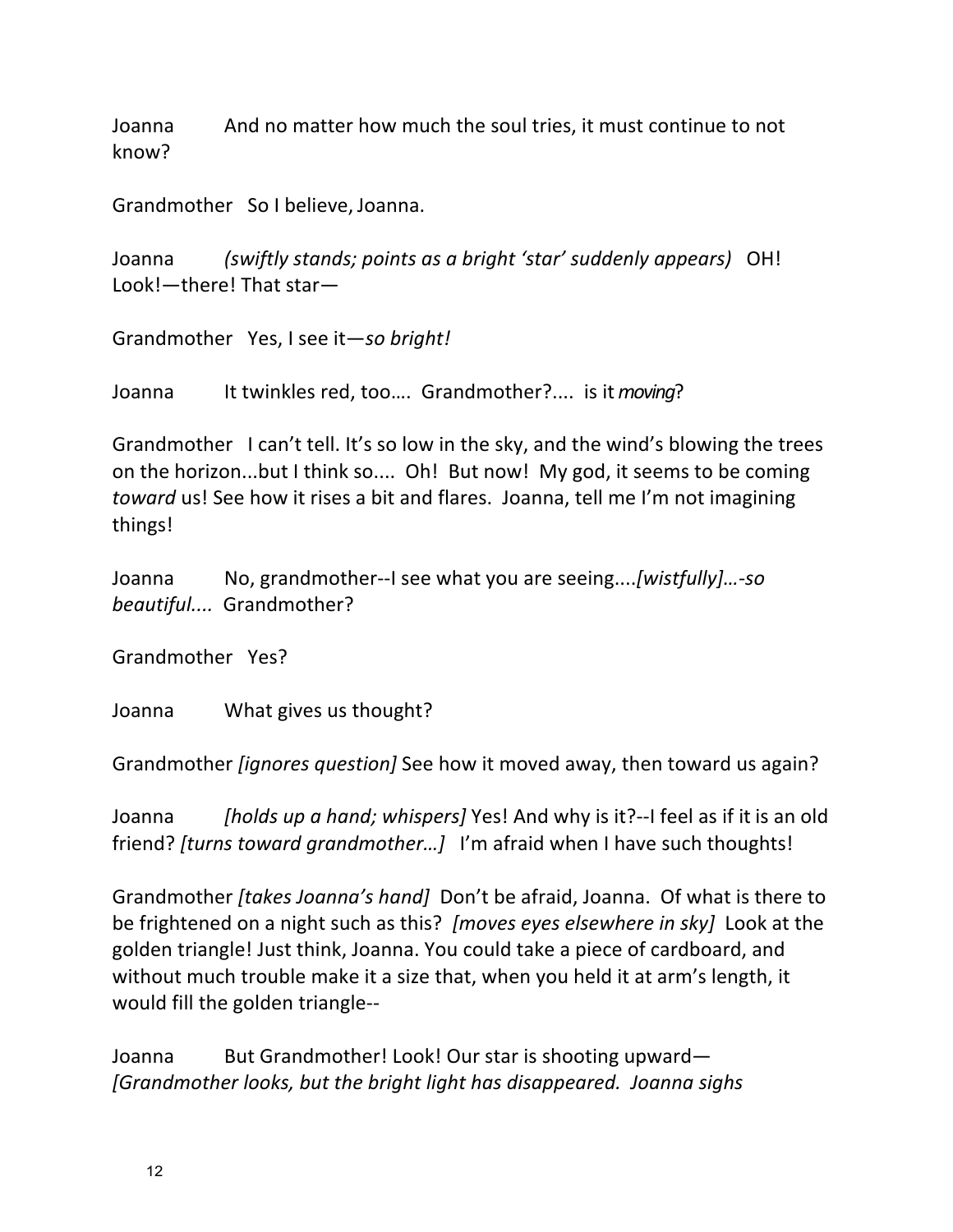Joanna	And no matter how much the soul tries, it must continue to not know?

Grandmother	So I believe, Joanna.

Joanna	*(swiftly stands; points as a bright 'star' suddenly appears)* OH! Look!—there! That star—

Grandmother	Yes, I see it—*so bright!*

Joanna	It twinkles red, too…. Grandmother?.... is it *moving*?

Grandmother	I can't tell. It's so low in the sky, and the wind's blowing the trees on the horizon...but I think so.... Oh! But now! My god, it seems to be coming *toward* us! See how it rises a bit and flares. Joanna, tell me I'm not imagining things!

Joanna	No, grandmother--I see what you are seeing....*[wistfully]…-so beautiful....* Grandmother?

Grandmother	Yes?

Joanna	What gives us thought?

Grandmother *[ignores question]* See how it moved away, then toward us again?

Joanna	*[holds up a hand; whispers]* Yes! And why is it?--I feel as if it is an old friend? *[turns toward grandmother…]* I'm afraid when I have such thoughts!

Grandmother *[takes Joanna's hand]* Don't be afraid, Joanna. Of what is there to be frightened on a night such as this? *[moves eyes elsewhere in sky]* Look at the golden triangle! Just think, Joanna. You could take a piece of cardboard, and without much trouble make it a size that, when you held it at arm's length, it would fill the golden triangle--

Joanna	But Grandmother! Look! Our star is shooting upward— *[Grandmother looks, but the bright light has disappeared. Joanna sighs*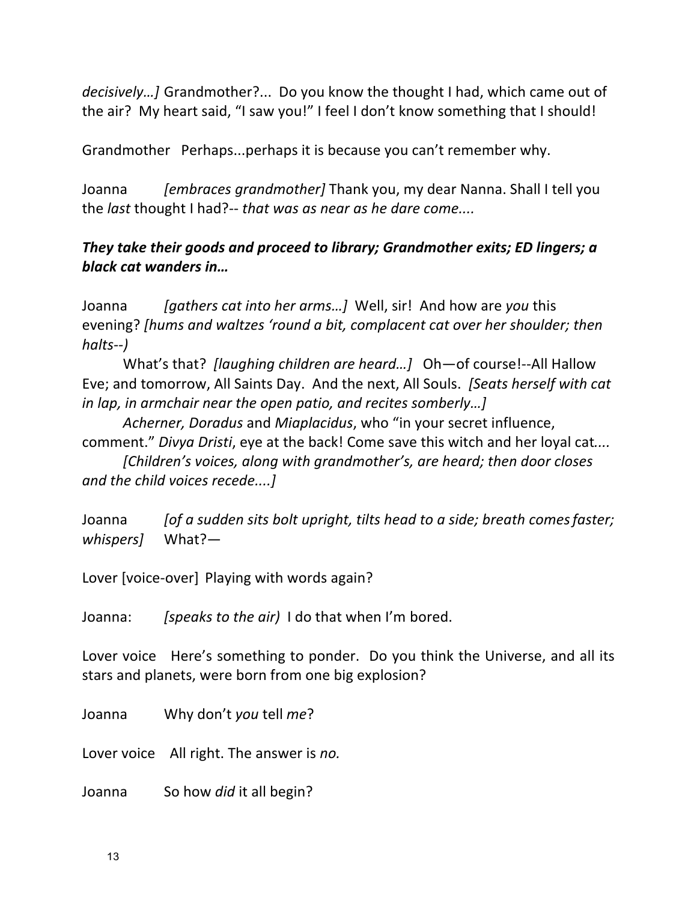*decisively…]* Grandmother?... Do you know the thought I had, which came out of the air? My heart said, "I saw you!" I feel I don't know something that I should!

Grandmother Perhaps...perhaps it is because you can't remember why.

Joanna *[embraces grandmother]* Thank you, my dear Nanna. Shall I tell you the *last* thought I had?-- *that was as near as he dare come....*

***They take their goods and proceed to library; Grandmother exits; ED lingers; a black cat wanders in…***

Joanna *[gathers cat into her arms…]* Well, sir! And how are *you* this evening? *[hums and waltzes 'round a bit, complacent cat over her shoulder; then halts--)*

What's that? *[laughing children are heard…]* Oh—of course!--All Hallow Eve; and tomorrow, All Saints Day. And the next, All Souls. *[Seats herself with cat in lap, in armchair near the open patio, and recites somberly…]*

*Acherner, Doradus* and *Miaplacidus*, who "in your secret influence, comment." *Divya Dristi*, eye at the back! Come save this witch and her loyal cat....

*[Children's voices, along with grandmother's, are heard; then door closes and the child voices recede....]*

Joanna *[of a sudden sits bolt upright, tilts head to a side; breath comes faster; whispers]* What?—

Lover [voice-over] Playing with words again?

Joanna: *[speaks to the air)* I do that when I'm bored.

Lover voice Here's something to ponder. Do you think the Universe, and all its stars and planets, were born from one big explosion?

Joanna Why don't *you* tell *me*?

Lover voice All right. The answer is *no.*

Joanna So how *did* it all begin?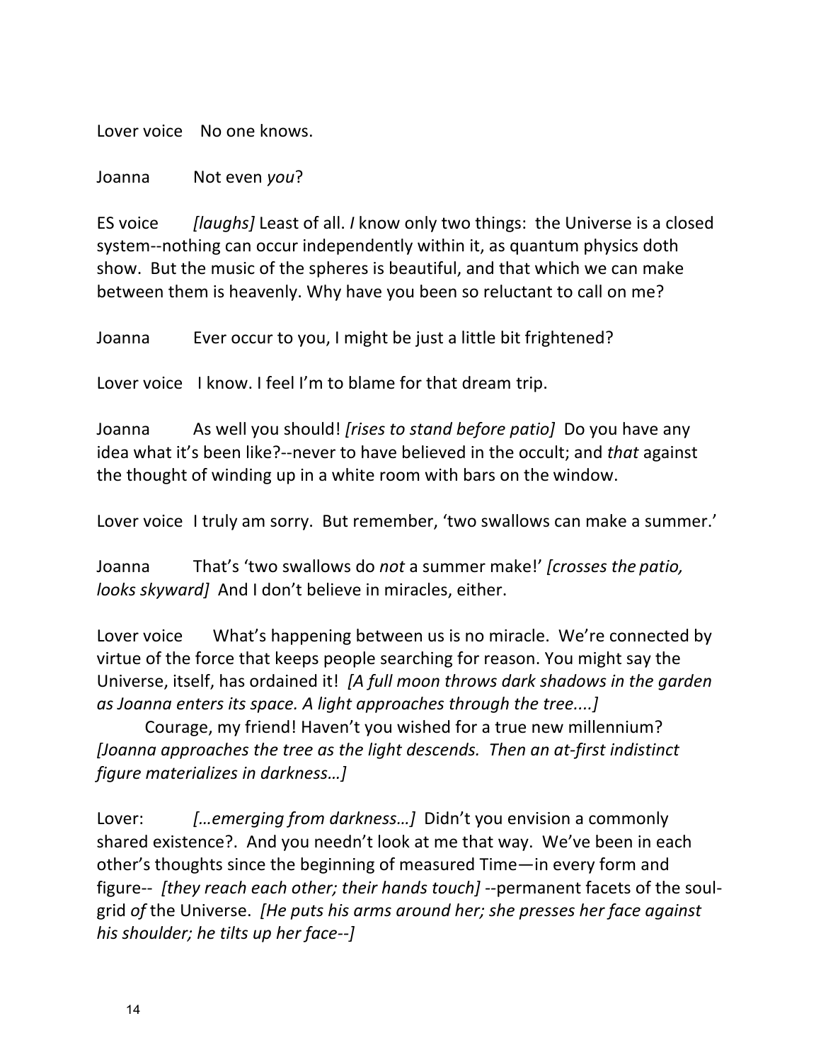Lover voice No one knows.

Joanna Not even *you*?

ES voice *[laughs]* Least of all. *I* know only two things: the Universe is a closed system--nothing can occur independently within it, as quantum physics doth show. But the music of the spheres is beautiful, and that which we can make between them is heavenly. Why have you been so reluctant to call on me?

Joanna Ever occur to you, I might be just a little bit frightened?

Lover voice I know. I feel I'm to blame for that dream trip.

Joanna As well you should! *[rises to stand before patio]* Do you have any idea what it's been like?--never to have believed in the occult; and *that* against the thought of winding up in a white room with bars on the window.

Lover voice I truly am sorry. But remember, 'two swallows can make a summer.'

Joanna That's 'two swallows do *not* a summer make!' *[crosses the patio, looks skyward]* And I don't believe in miracles, either.

Lover voice What's happening between us is no miracle. We're connected by virtue of the force that keeps people searching for reason. You might say the Universe, itself, has ordained it! *[A full moon throws dark shadows in the garden as Joanna enters its space. A light approaches through the tree....]*

Courage, my friend! Haven't you wished for a true new millennium? *[Joanna approaches the tree as the light descends. Then an at-first indistinct figure materializes in darkness…]*

Lover: *[…emerging from darkness…]* Didn't you envision a commonly shared existence?. And you needn't look at me that way. We've been in each other's thoughts since the beginning of measured Time—in every form and figure-- *[they reach each other; their hands touch]* --permanent facets of the soul-grid *of* the Universe. *[He puts his arms around her; she presses her face against his shoulder; he tilts up her face--]*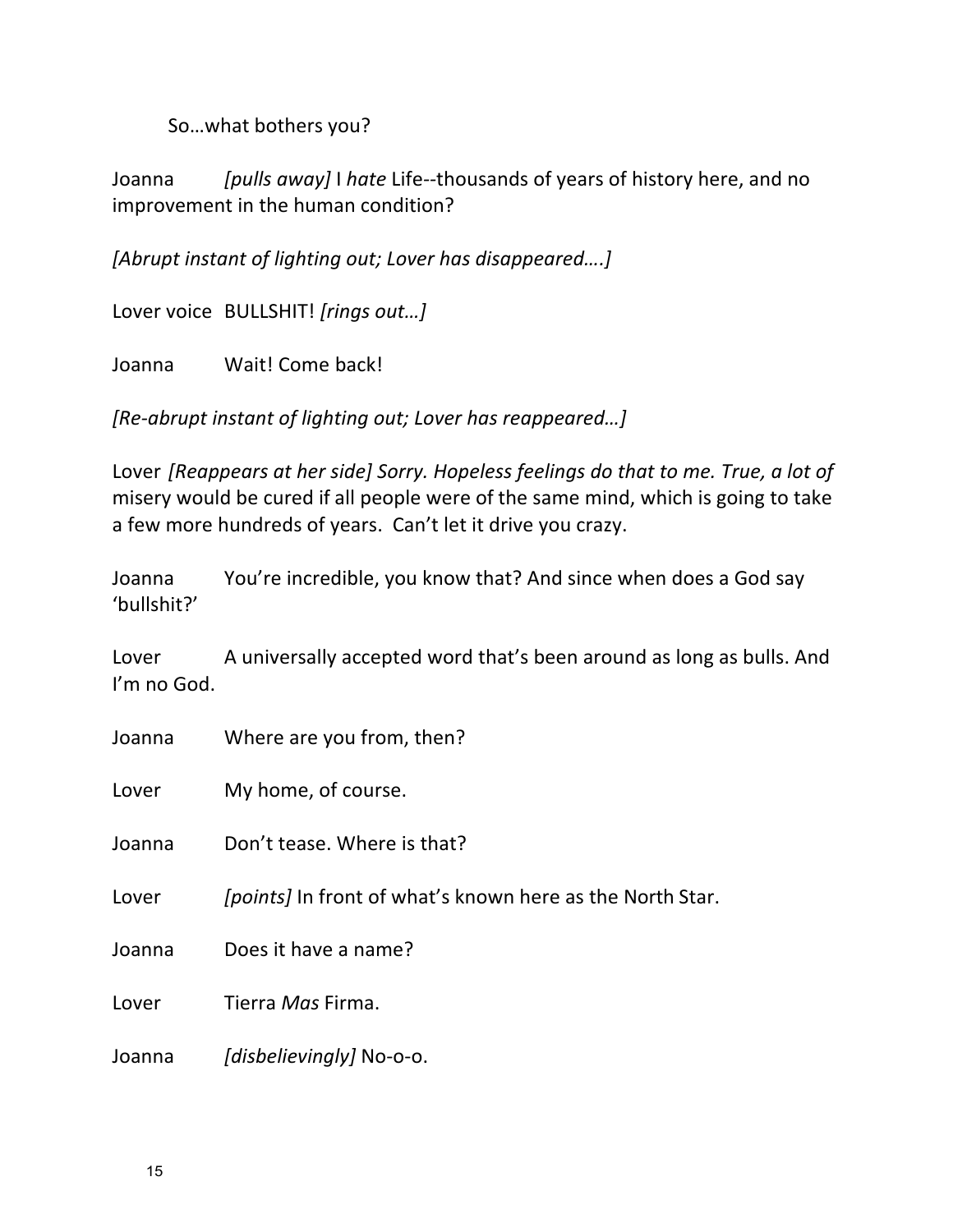So…what bothers you?

Joanna *[pulls away]* I *hate* Life--thousands of years of history here, and no improvement in the human condition?

*[Abrupt instant of lighting out; Lover has disappeared….]*

Lover voice BULLSHIT! *[rings out…]*

Joanna Wait! Come back!

*[Re-abrupt instant of lighting out; Lover has reappeared…]*

Lover *[Reappears at her side] Sorry. Hopeless feelings do that to me. True, a lot of* misery would be cured if all people were of the same mind, which is going to take a few more hundreds of years. Can't let it drive you crazy.

Joanna You're incredible, you know that? And since when does a God say 'bullshit?'

Lover A universally accepted word that's been around as long as bulls. And I'm no God.

Joanna Where are you from, then?

Lover My home, of course.

Joanna Don't tease. Where is that?

Lover *[points]* In front of what's known here as the North Star.

Joanna Does it have a name?

Lover Tierra *Mas* Firma.

Joanna *[disbelievingly]* No-o-o.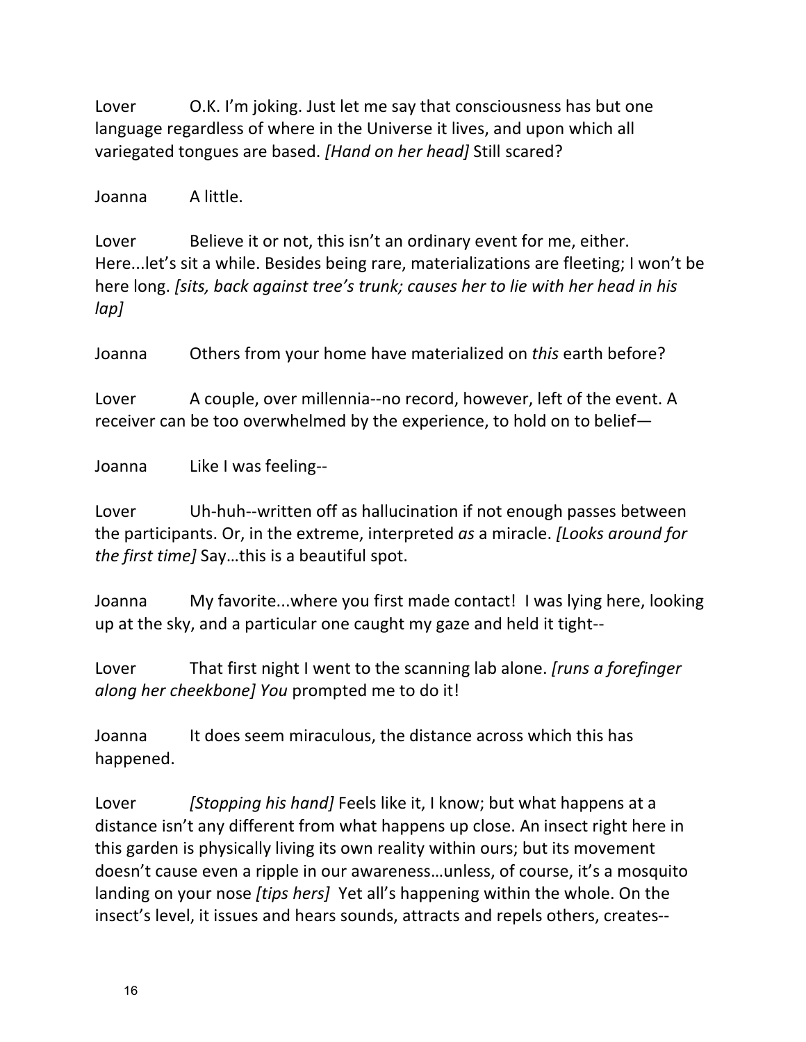Lover O.K. I'm joking. Just let me say that consciousness has but one language regardless of where in the Universe it lives, and upon which all variegated tongues are based. *[Hand on her head]* Still scared?

Joanna A little.

Lover Believe it or not, this isn't an ordinary event for me, either. Here...let's sit a while. Besides being rare, materializations are fleeting; I won't be here long. *[sits, back against tree's trunk; causes her to lie with her head in his lap]*

Joanna Others from your home have materialized on *this* earth before?

Lover A couple, over millennia--no record, however, left of the event. A receiver can be too overwhelmed by the experience, to hold on to belief—

Joanna Like I was feeling--

Lover Uh-huh--written off as hallucination if not enough passes between the participants. Or, in the extreme, interpreted *as* a miracle. *[Looks around for the first time]* Say…this is a beautiful spot.

Joanna My favorite...where you first made contact! I was lying here, looking up at the sky, and a particular one caught my gaze and held it tight--

Lover That first night I went to the scanning lab alone. *[runs a forefinger along her cheekbone] You* prompted me to do it!

Joanna It does seem miraculous, the distance across which this has happened.

Lover *[Stopping his hand]* Feels like it, I know; but what happens at a distance isn't any different from what happens up close. An insect right here in this garden is physically living its own reality within ours; but its movement doesn't cause even a ripple in our awareness…unless, of course, it's a mosquito landing on your nose *[tips hers]* Yet all's happening within the whole. On the insect's level, it issues and hears sounds, attracts and repels others, creates--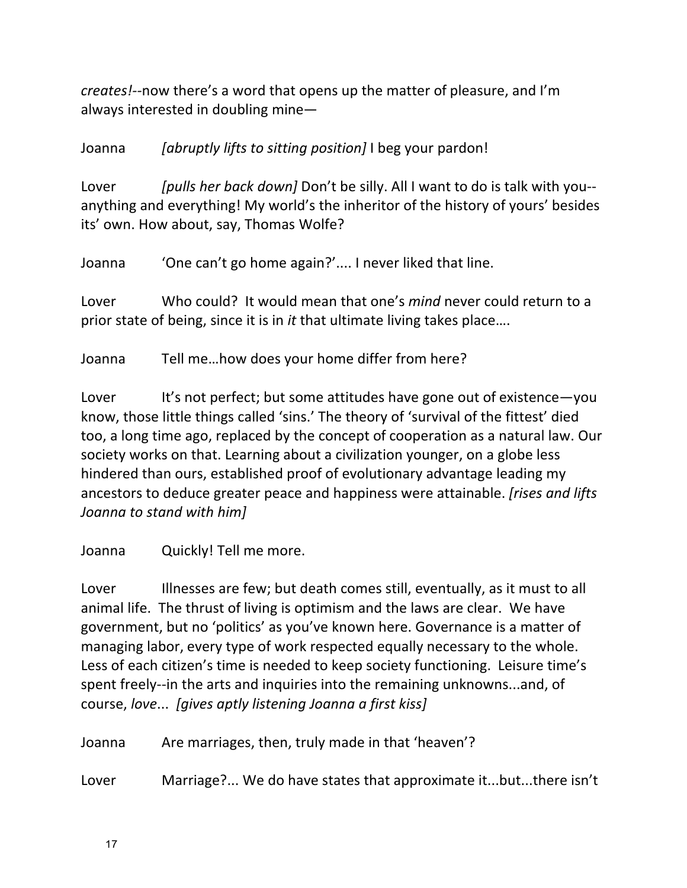*creates!*--now there's a word that opens up the matter of pleasure, and I'm always interested in doubling mine—

Joanna *[abruptly lifts to sitting position]* I beg your pardon!

Lover *[pulls her back down]* Don't be silly. All I want to do is talk with you--anything and everything! My world's the inheritor of the history of yours' besides its' own. How about, say, Thomas Wolfe?

Joanna 'One can't go home again?'.... I never liked that line.

Lover Who could? It would mean that one's *mind* never could return to a prior state of being, since it is in *it* that ultimate living takes place….

Joanna Tell me…how does your home differ from here?

Lover It's not perfect; but some attitudes have gone out of existence—you know, those little things called 'sins.' The theory of 'survival of the fittest' died too, a long time ago, replaced by the concept of cooperation as a natural law. Our society works on that. Learning about a civilization younger, on a globe less hindered than ours, established proof of evolutionary advantage leading my ancestors to deduce greater peace and happiness were attainable. *[rises and lifts Joanna to stand with him]*

Joanna Quickly! Tell me more.

Lover Illnesses are few; but death comes still, eventually, as it must to all animal life. The thrust of living is optimism and the laws are clear. We have government, but no 'politics' as you've known here. Governance is a matter of managing labor, every type of work respected equally necessary to the whole. Less of each citizen's time is needed to keep society functioning. Leisure time's spent freely--in the arts and inquiries into the remaining unknowns...and, of course, *love*... *[gives aptly listening Joanna a first kiss]*

Joanna Are marriages, then, truly made in that 'heaven'?

Lover Marriage?... We do have states that approximate it...but...there isn't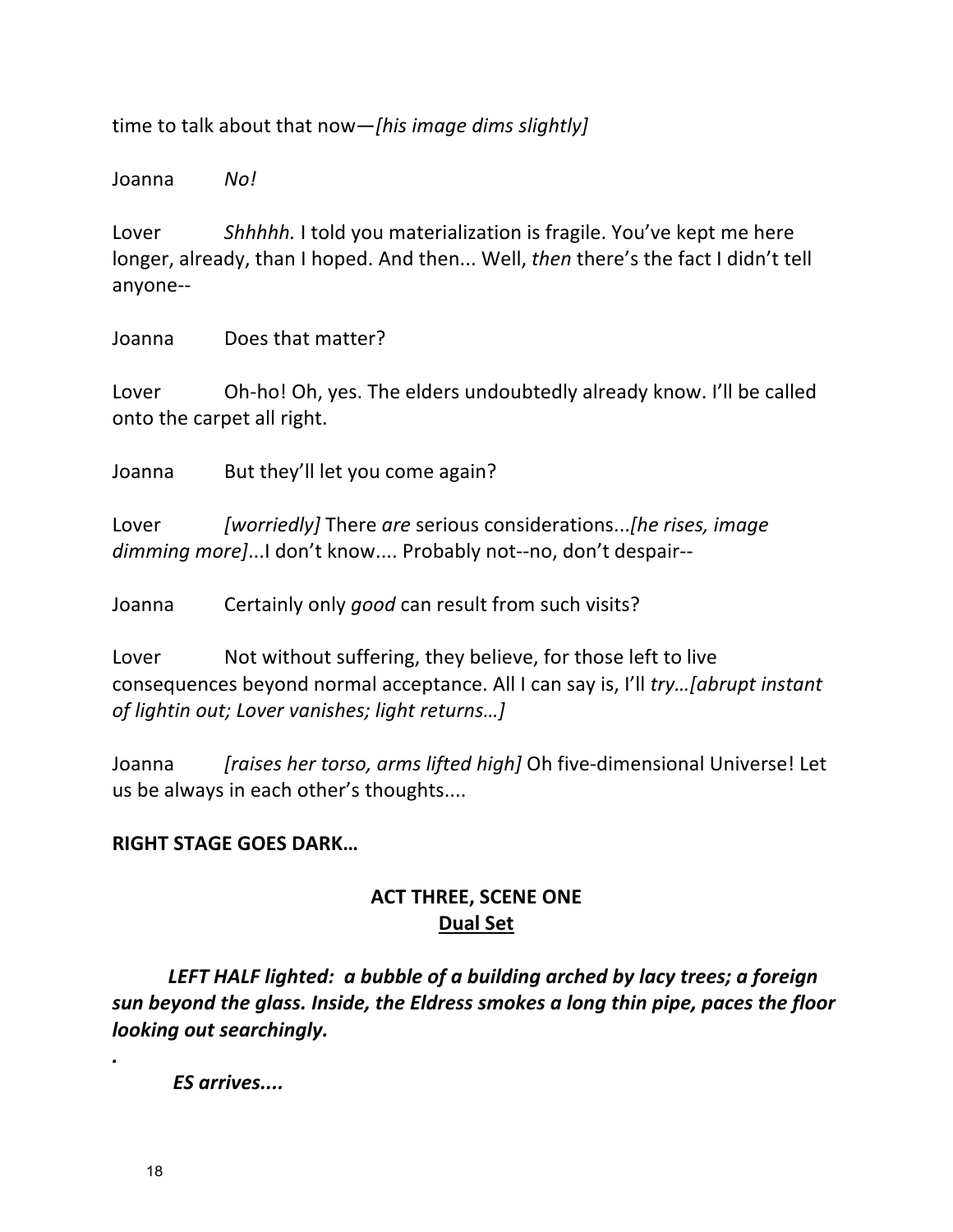time to talk about that now—*[his image dims slightly]*

Joanna *No!*

Lover *Shhhhh.* I told you materialization is fragile. You've kept me here longer, already, than I hoped. And then... Well, *then* there's the fact I didn't tell anyone--

Joanna Does that matter?

Lover Oh-ho! Oh, yes. The elders undoubtedly already know. I'll be called onto the carpet all right.

Joanna But they'll let you come again?

Lover *[worriedly]* There *are* serious considerations...*[he rises, image dimming more]*...I don't know.... Probably not--no, don't despair--

Joanna Certainly only *good* can result from such visits?

Lover Not without suffering, they believe, for those left to live consequences beyond normal acceptance. All I can say is, I'll *try…[abrupt instant of lightin out; Lover vanishes; light returns…]*

Joanna *[raises her torso, arms lifted high]* Oh five-dimensional Universe! Let us be always in each other's thoughts....

**RIGHT STAGE GOES DARK…**

## ACT THREE, SCENE ONE

**Dual Set**

***LEFT HALF lighted: a bubble of a building arched by lacy trees; a foreign sun beyond the glass. Inside, the Eldress smokes a long thin pipe, paces the floor looking out searchingly.***

***.***

***ES arrives....***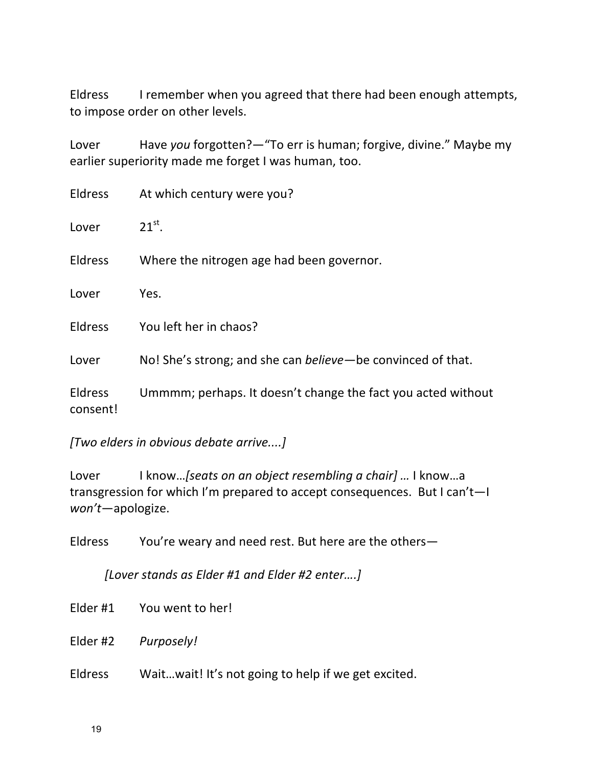Eldress	I remember when you agreed that there had been enough attempts, to impose order on other levels.

Lover	Have *you* forgotten?—"To err is human; forgive, divine." Maybe my earlier superiority made me forget I was human, too.

Eldress	At which century were you?

Lover	21st.

Eldress	Where the nitrogen age had been governor.

Lover	Yes.

Eldress	You left her in chaos?

Lover	No! She's strong; and she can *believe*—be convinced of that.

Eldress	Ummmm; perhaps. It doesn't change the fact you acted without consent!

*[Two elders in obvious debate arrive....]*

Lover	I know…*[seats on an object resembling a chair] …* I know…a transgression for which I'm prepared to accept consequences. But I can't—I *won't*—apologize.

Eldress	You're weary and need rest. But here are the others—

*[Lover stands as Elder #1 and Elder #2 enter….]*

Elder #1	You went to her!

Elder #2	*Purposely!*

Eldress	Wait…wait! It's not going to help if we get excited.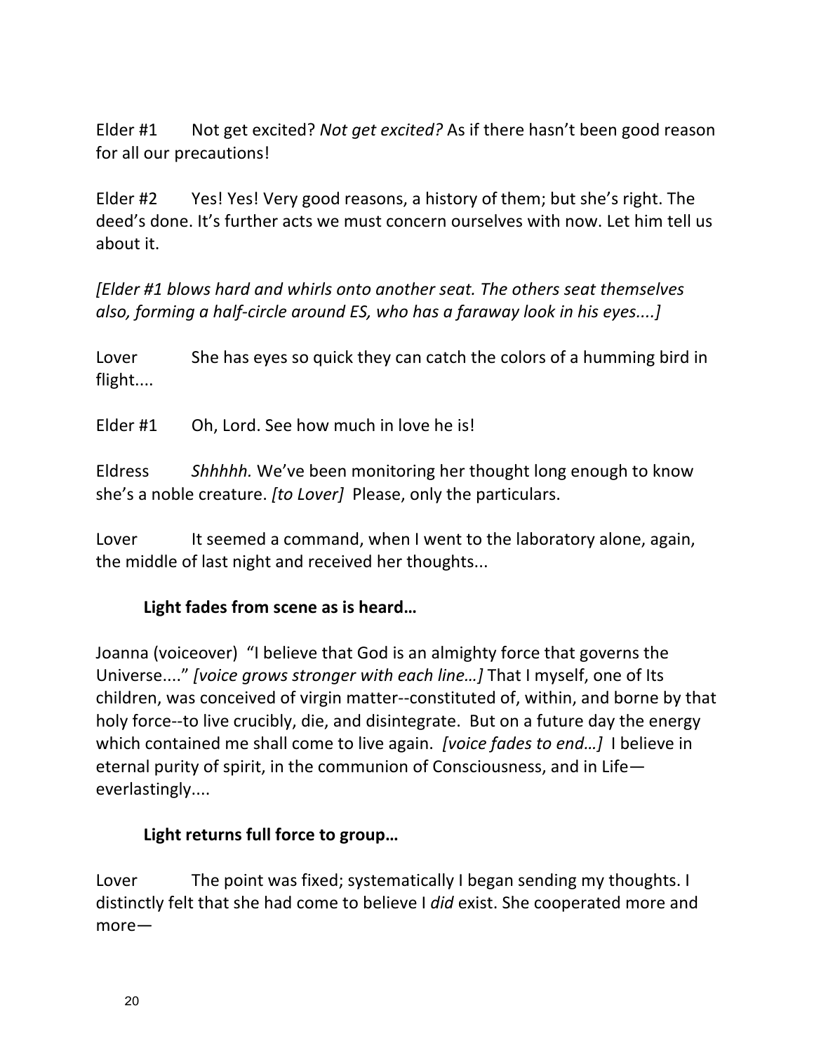Elder #1 Not get excited? *Not get excited?* As if there hasn't been good reason for all our precautions!

Elder #2 Yes! Yes! Very good reasons, a history of them; but she's right. The deed's done. It's further acts we must concern ourselves with now. Let him tell us about it.

*[Elder #1 blows hard and whirls onto another seat. The others seat themselves also, forming a half-circle around ES, who has a faraway look in his eyes....]*

Lover She has eyes so quick they can catch the colors of a humming bird in flight....

Elder #1 Oh, Lord. See how much in love he is!

Eldress *Shhhhh.* We've been monitoring her thought long enough to know she's a noble creature. *[to Lover]* Please, only the particulars.

Lover It seemed a command, when I went to the laboratory alone, again, the middle of last night and received her thoughts...

**Light fades from scene as is heard…**

Joanna (voiceover) "I believe that God is an almighty force that governs the Universe...." *[voice grows stronger with each line…]* That I myself, one of Its children, was conceived of virgin matter--constituted of, within, and borne by that holy force--to live crucibly, die, and disintegrate. But on a future day the energy which contained me shall come to live again. *[voice fades to end…]* I believe in eternal purity of spirit, in the communion of Consciousness, and in Life—everlastingly....

**Light returns full force to group…**

Lover The point was fixed; systematically I began sending my thoughts. I distinctly felt that she had come to believe I *did* exist. She cooperated more and more—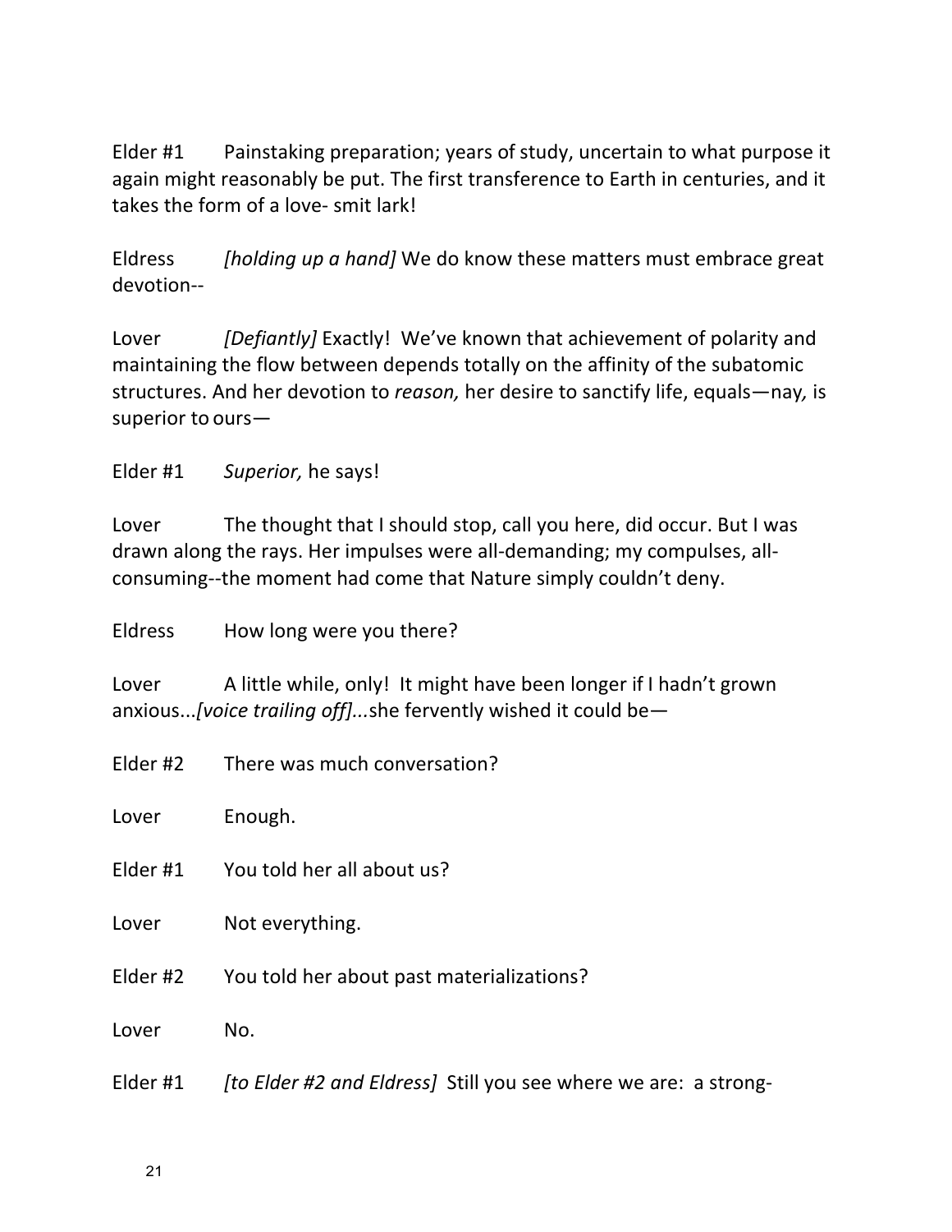Elder #1 Painstaking preparation; years of study, uncertain to what purpose it again might reasonably be put. The first transference to Earth in centuries, and it takes the form of a love- smit lark!

Eldress *[holding up a hand]* We do know these matters must embrace great devotion--

Lover *[Defiantly]* Exactly! We've known that achievement of polarity and maintaining the flow between depends totally on the affinity of the subatomic structures. And her devotion to *reason,* her desire to sanctify life, equals—nay, is superior to ours—

Elder #1 *Superior,* he says!

Lover The thought that I should stop, call you here, did occur. But I was drawn along the rays. Her impulses were all-demanding; my compulses, all-consuming--the moment had come that Nature simply couldn't deny.

Eldress How long were you there?

Lover A little while, only! It might have been longer if I hadn't grown anxious...*[voice trailing off]*...she fervently wished it could be—

Elder #2 There was much conversation?

Lover Enough.

Elder #1 You told her all about us?

Lover Not everything.

Elder #2 You told her about past materializations?

Lover No.

Elder #1 *[to Elder #2 and Eldress]* Still you see where we are: a strong-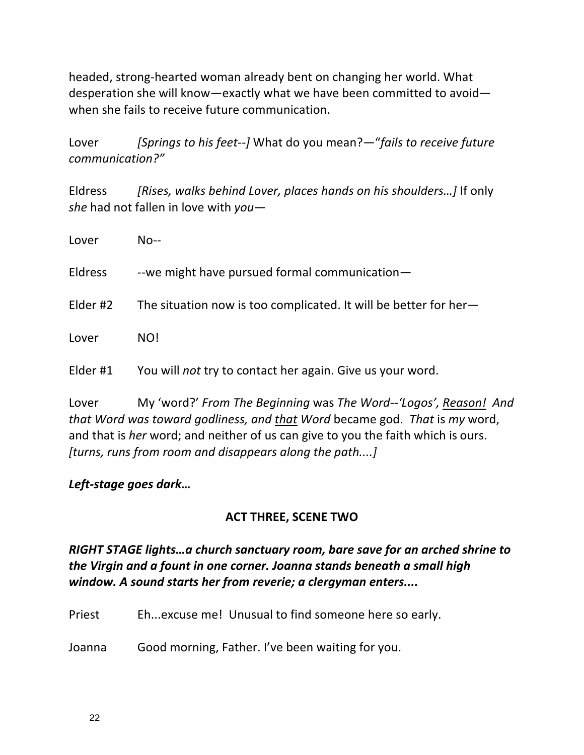headed, strong-hearted woman already bent on changing her world. What desperation she will know—exactly what we have been committed to avoid—when she fails to receive future communication.

Lover *[Springs to his feet--]* What do you mean?—"*fails to receive future communication?"*

Eldress *[Rises, walks behind Lover, places hands on his shoulders…]* If only *she* had not fallen in love with *you*—

Lover No--

Eldress --we might have pursued formal communication—

Elder #2 The situation now is too complicated. It will be better for her—

Lover NO!

Elder #1 You will *not* try to contact her again. Give us your word.

Lover My 'word?' *From The Beginning* was *The Word--'Logos', <u>Reason!</u> And that Word was toward godliness, and <u>that</u> Word* became god. *That* is *my* word, and that is *her* word; and neither of us can give to you the faith which is ours. *[turns, runs from room and disappears along the path....]*

***Left-stage goes dark…***

## ACT THREE, SCENE TWO

***RIGHT STAGE lights…a church sanctuary room, bare save for an arched shrine to the Virgin and a fount in one corner. Joanna stands beneath a small high window. A sound starts her from reverie; a clergyman enters....***

Priest Eh...excuse me! Unusual to find someone here so early.

Joanna Good morning, Father. I've been waiting for you.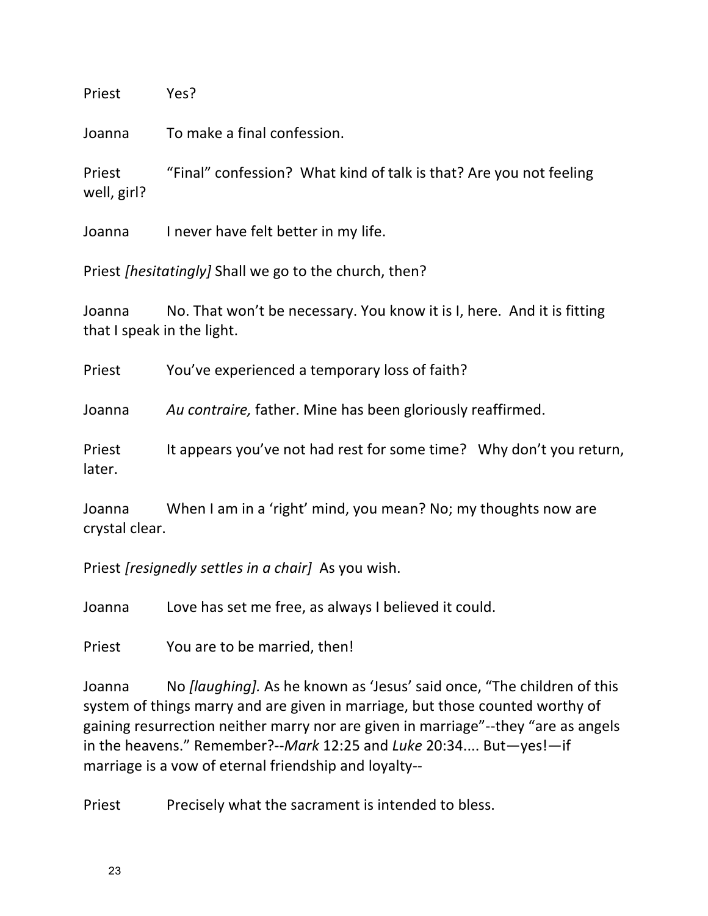Priest Yes?

Joanna To make a final confession.

Priest "Final" confession? What kind of talk is that? Are you not feeling well, girl?

Joanna I never have felt better in my life.

Priest *[hesitatingly]* Shall we go to the church, then?

Joanna No. That won't be necessary. You know it is I, here. And it is fitting that I speak in the light.

Priest You've experienced a temporary loss of faith?

Joanna *Au contraire,* father. Mine has been gloriously reaffirmed.

Priest It appears you've not had rest for some time? Why don't you return, later.

Joanna When I am in a 'right' mind, you mean? No; my thoughts now are crystal clear.

Priest *[resignedly settles in a chair]* As you wish.

Joanna Love has set me free, as always I believed it could.

Priest You are to be married, then!

Joanna No *[laughing].* As he known as 'Jesus' said once, "The children of this system of things marry and are given in marriage, but those counted worthy of gaining resurrection neither marry nor are given in marriage"--they "are as angels in the heavens." Remember?--*Mark* 12:25 and *Luke* 20:34.... But—yes!—if marriage is a vow of eternal friendship and loyalty--

Priest Precisely what the sacrament is intended to bless.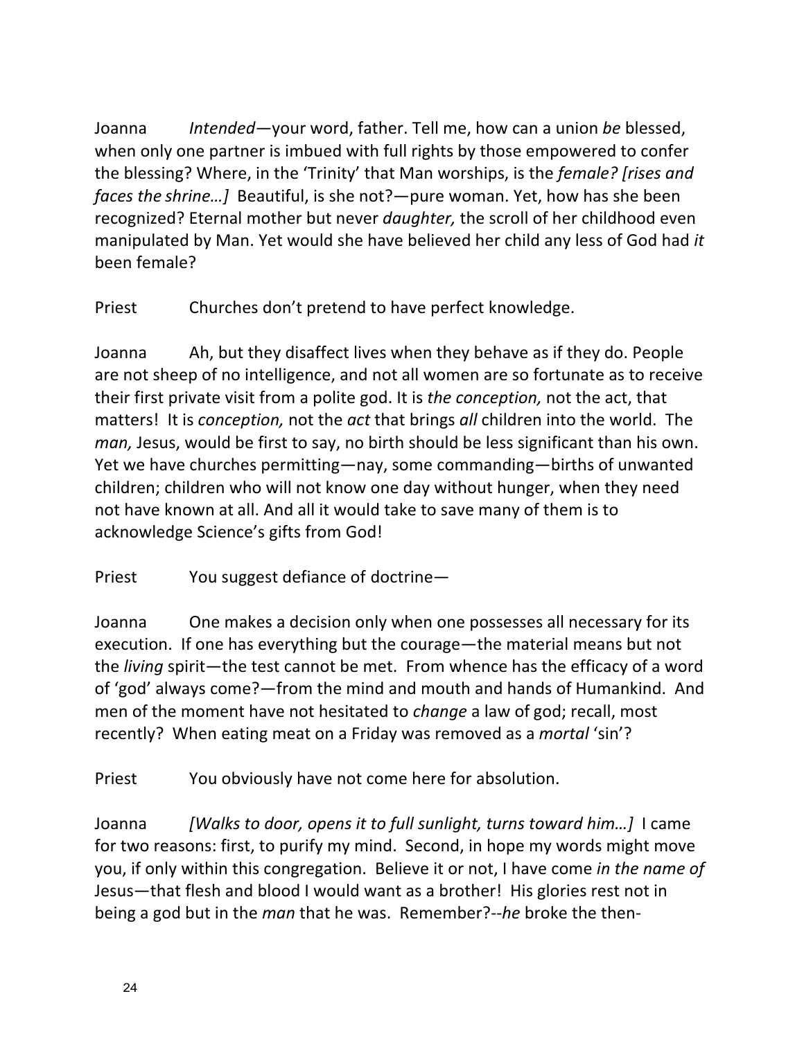Joanna *Intended*—your word, father. Tell me, how can a union *be* blessed, when only one partner is imbued with full rights by those empowered to confer the blessing? Where, in the 'Trinity' that Man worships, is the *female? [rises and faces the shrine…]* Beautiful, is she not?—pure woman. Yet, how has she been recognized? Eternal mother but never *daughter,* the scroll of her childhood even manipulated by Man. Yet would she have believed her child any less of God had *it* been female?

Priest Churches don't pretend to have perfect knowledge.

Joanna Ah, but they disaffect lives when they behave as if they do. People are not sheep of no intelligence, and not all women are so fortunate as to receive their first private visit from a polite god. It is *the conception,* not the act, that matters! It is *conception,* not the *act* that brings *all* children into the world. The *man,* Jesus, would be first to say, no birth should be less significant than his own. Yet we have churches permitting—nay, some commanding—births of unwanted children; children who will not know one day without hunger, when they need not have known at all. And all it would take to save many of them is to acknowledge Science's gifts from God!

Priest You suggest defiance of doctrine—

Joanna One makes a decision only when one possesses all necessary for its execution. If one has everything but the courage—the material means but not the *living* spirit—the test cannot be met. From whence has the efficacy of a word of 'god' always come?—from the mind and mouth and hands of Humankind. And men of the moment have not hesitated to *change* a law of god; recall, most recently? When eating meat on a Friday was removed as a *mortal* 'sin'?

Priest You obviously have not come here for absolution.

Joanna *[Walks to door, opens it to full sunlight, turns toward him…]* I came for two reasons: first, to purify my mind. Second, in hope my words might move you, if only within this congregation. Believe it or not, I have come *in the name of* Jesus—that flesh and blood I would want as a brother! His glories rest not in being a god but in the *man* that he was. Remember?--*he* broke the then-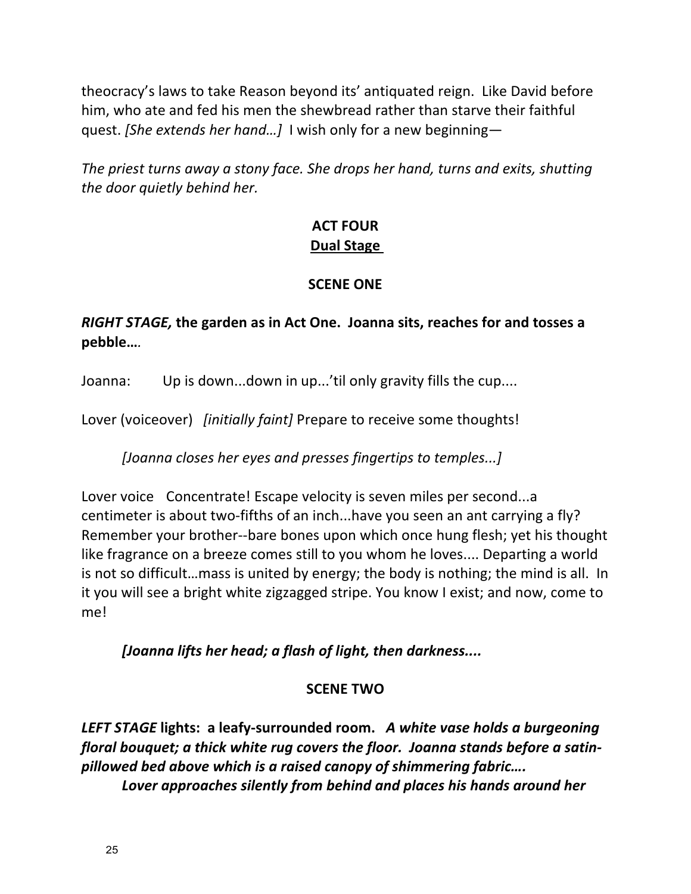theocracy's laws to take Reason beyond its' antiquated reign. Like David before him, who ate and fed his men the shewbread rather than starve their faithful quest. *[She extends her hand…]* I wish only for a new beginning—

*The priest turns away a stony face. She drops her hand, turns and exits, shutting the door quietly behind her.*

## ACT FOUR
**<u>Dual Stage</u>**

### SCENE ONE

***RIGHT STAGE,* the garden as in Act One. Joanna sits, reaches for and tosses a pebble….**

Joanna: Up is down...down in up...'til only gravity fills the cup....

Lover (voiceover) *[initially faint]* Prepare to receive some thoughts!

*[Joanna closes her eyes and presses fingertips to temples...]*

Lover voice Concentrate! Escape velocity is seven miles per second...a centimeter is about two-fifths of an inch...have you seen an ant carrying a fly? Remember your brother--bare bones upon which once hung flesh; yet his thought like fragrance on a breeze comes still to you whom he loves.... Departing a world is not so difficult…mass is united by energy; the body is nothing; the mind is all. In it you will see a bright white zigzagged stripe. You know I exist; and now, come to me!

***[Joanna lifts her head; a flash of light, then darkness....***

### SCENE TWO

***LEFT STAGE* lights: a leafy-surrounded room. *A white vase holds a burgeoning floral bouquet; a thick white rug covers the floor. Joanna stands before a satin-pillowed bed above which is a raised canopy of shimmering fabric….***

***Lover approaches silently from behind and places his hands around her***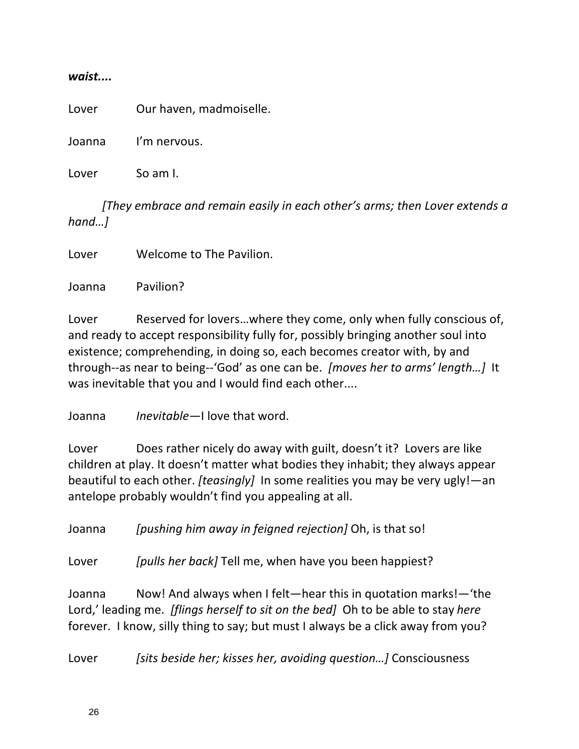***waist....***

Lover Our haven, madmoiselle.

Joanna I'm nervous.

Lover So am I.

*[They embrace and remain easily in each other's arms; then Lover extends a hand…]*

Lover Welcome to The Pavilion.

Joanna Pavilion?

Lover Reserved for lovers…where they come, only when fully conscious of, and ready to accept responsibility fully for, possibly bringing another soul into existence; comprehending, in doing so, each becomes creator with, by and through--as near to being--'God' as one can be. *[moves her to arms' length…]* It was inevitable that you and I would find each other....

Joanna *Inevitable*—I love that word.

Lover Does rather nicely do away with guilt, doesn't it? Lovers are like children at play. It doesn't matter what bodies they inhabit; they always appear beautiful to each other. *[teasingly]* In some realities you may be very ugly!—an antelope probably wouldn't find you appealing at all.

Joanna *[pushing him away in feigned rejection]* Oh, is that so!

Lover *[pulls her back]* Tell me, when have you been happiest?

Joanna Now! And always when I felt—hear this in quotation marks!—'the Lord,' leading me. *[flings herself to sit on the bed]* Oh to be able to stay *here* forever. I know, silly thing to say; but must I always be a click away from you?

Lover *[sits beside her; kisses her, avoiding question…]* Consciousness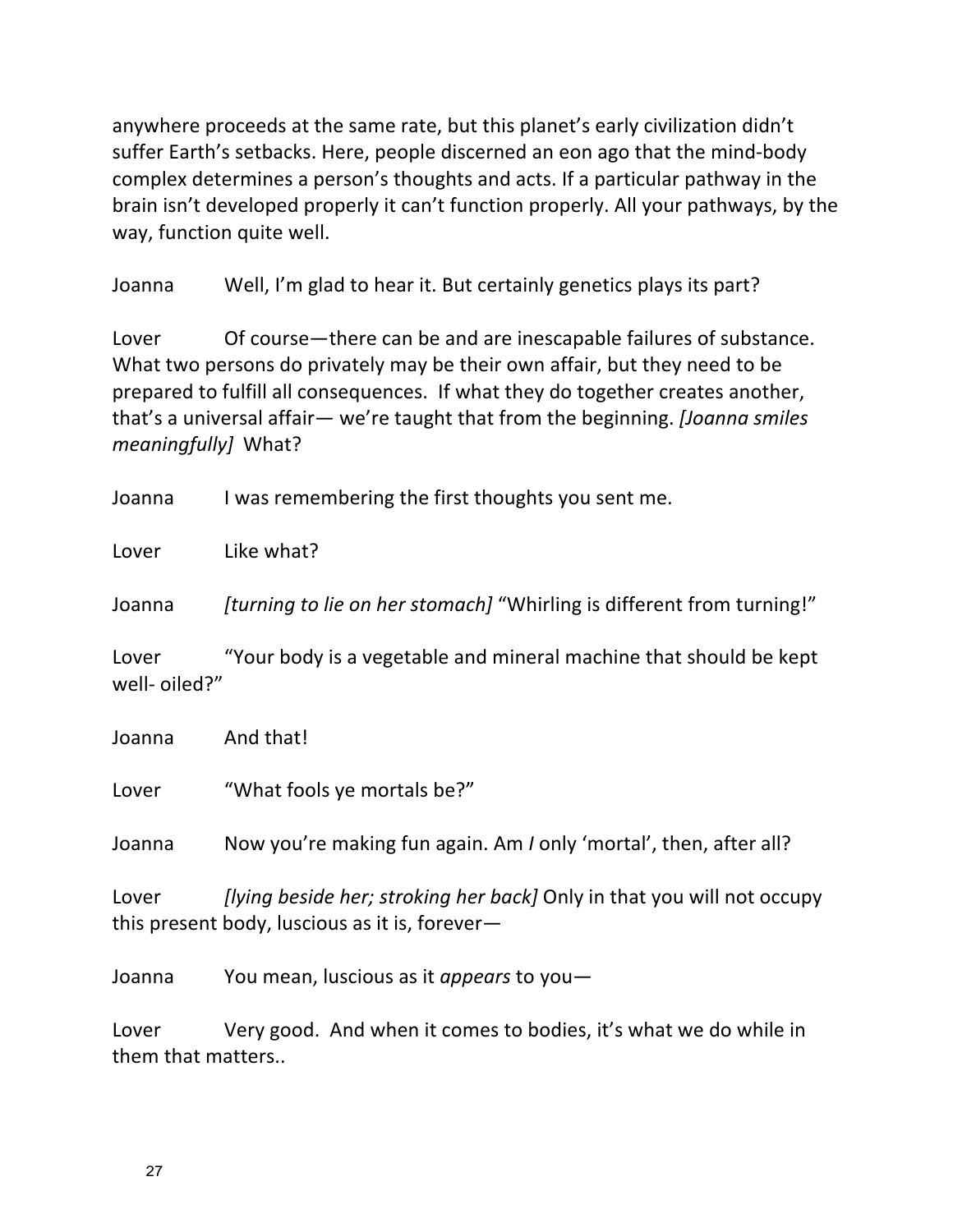anywhere proceeds at the same rate, but this planet's early civilization didn't suffer Earth's setbacks. Here, people discerned an eon ago that the mind-body complex determines a person's thoughts and acts. If a particular pathway in the brain isn't developed properly it can't function properly. All your pathways, by the way, function quite well.

Joanna Well, I'm glad to hear it. But certainly genetics plays its part?

Lover Of course—there can be and are inescapable failures of substance. What two persons do privately may be their own affair, but they need to be prepared to fulfill all consequences. If what they do together creates another, that's a universal affair— we're taught that from the beginning. *[Joanna smiles meaningfully]* What?

Joanna I was remembering the first thoughts you sent me.

Lover Like what?

Joanna *[turning to lie on her stomach]* "Whirling is different from turning!"

Lover "Your body is a vegetable and mineral machine that should be kept well- oiled?"

Joanna And that!

Lover "What fools ye mortals be?"

Joanna Now you're making fun again. Am *I* only 'mortal', then, after all?

Lover *[lying beside her; stroking her back]* Only in that you will not occupy this present body, luscious as it is, forever—

Joanna You mean, luscious as it *appears* to you—

Lover Very good. And when it comes to bodies, it's what we do while in them that matters..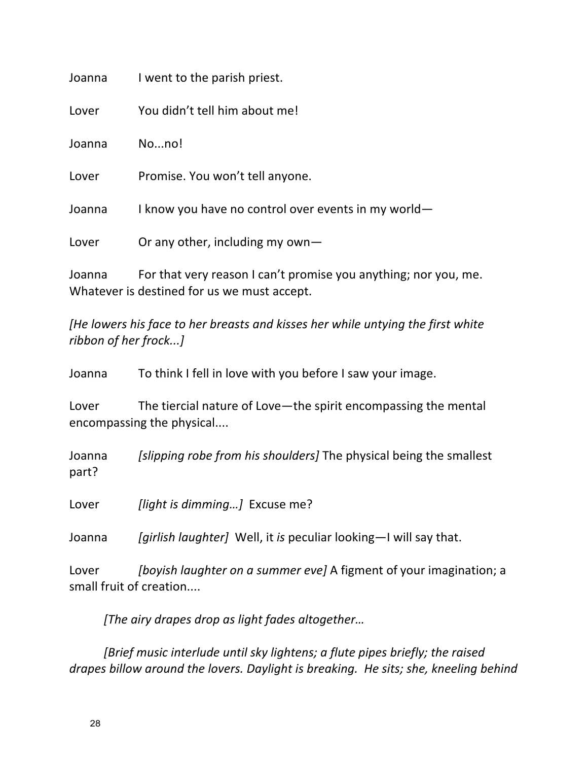Joanna I went to the parish priest.

Lover You didn't tell him about me!

Joanna No...no!

Lover Promise. You won't tell anyone.

Joanna I know you have no control over events in my world—

Lover Or any other, including my own—

Joanna For that very reason I can't promise you anything; nor you, me. Whatever is destined for us we must accept.

*[He lowers his face to her breasts and kisses her while untying the first white ribbon of her frock...]*

Joanna To think I fell in love with you before I saw your image.

Lover The tiercial nature of Love—the spirit encompassing the mental encompassing the physical....

Joanna *[slipping robe from his shoulders]* The physical being the smallest part?

Lover *[light is dimming…]* Excuse me?

Joanna *[girlish laughter]* Well, it *is* peculiar looking—I will say that.

Lover *[boyish laughter on a summer eve]* A figment of your imagination; a small fruit of creation....

*[The airy drapes drop as light fades altogether…*

*[Brief music interlude until sky lightens; a flute pipes briefly; the raised drapes billow around the lovers. Daylight is breaking. He sits; she, kneeling behind*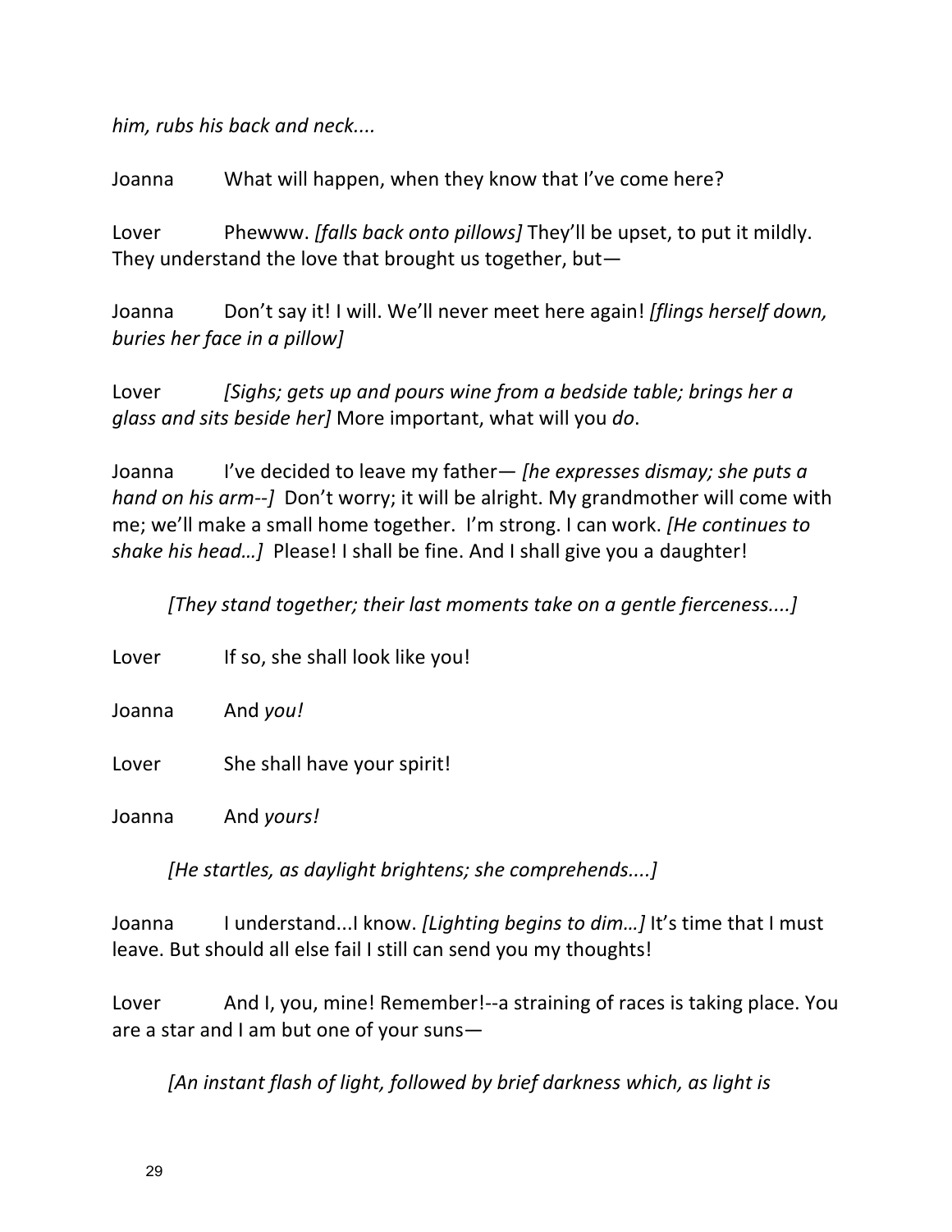*him, rubs his back and neck....*

Joanna What will happen, when they know that I've come here?

Lover Phewww. *[falls back onto pillows]* They'll be upset, to put it mildly. They understand the love that brought us together, but—

Joanna Don't say it! I will. We'll never meet here again! *[flings herself down, buries her face in a pillow]*

Lover *[Sighs; gets up and pours wine from a bedside table; brings her a glass and sits beside her]* More important, what will you *do*.

Joanna I've decided to leave my father— *[he expresses dismay; she puts a hand on his arm--]* Don't worry; it will be alright. My grandmother will come with me; we'll make a small home together. I'm strong. I can work. *[He continues to shake his head…]* Please! I shall be fine. And I shall give you a daughter!

*[They stand together; their last moments take on a gentle fierceness....]*

Lover If so, she shall look like you!

Joanna And *you!*

Lover She shall have your spirit!

Joanna And *yours!*

*[He startles, as daylight brightens; she comprehends....]*

Joanna I understand...I know. *[Lighting begins to dim…]* It's time that I must leave. But should all else fail I still can send you my thoughts!

Lover And I, you, mine! Remember!--a straining of races is taking place. You are a star and I am but one of your suns—

*[An instant flash of light, followed by brief darkness which, as light is*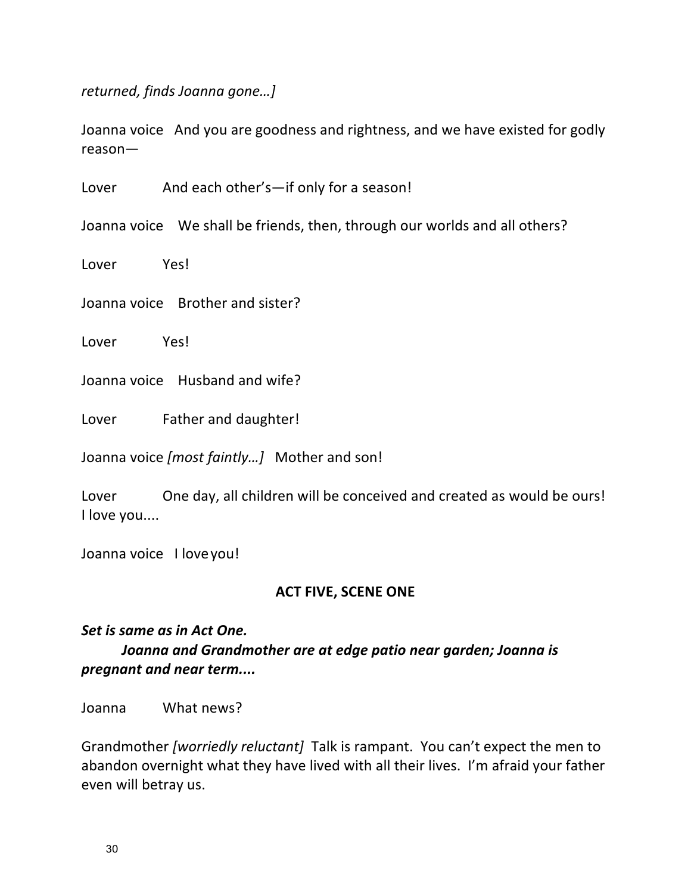*returned, finds Joanna gone…]*

Joanna voice   And you are goodness and rightness, and we have existed for godly reason—

Lover   And each other's—if only for a season!

Joanna voice   We shall be friends, then, through our worlds and all others?

Lover   Yes!

Joanna voice   Brother and sister?

Lover   Yes!

Joanna voice   Husband and wife?

Lover   Father and daughter!

Joanna voice *[most faintly…]*   Mother and son!

Lover   One day, all children will be conceived and created as would be ours! I love you....

Joanna voice   I love you!

## ACT FIVE, SCENE ONE

***Set is same as in Act One.***

***Joanna and Grandmother are at edge patio near garden; Joanna is pregnant and near term....***

Joanna   What news?

Grandmother *[worriedly reluctant]*  Talk is rampant.  You can't expect the men to abandon overnight what they have lived with all their lives.  I'm afraid your father even will betray us.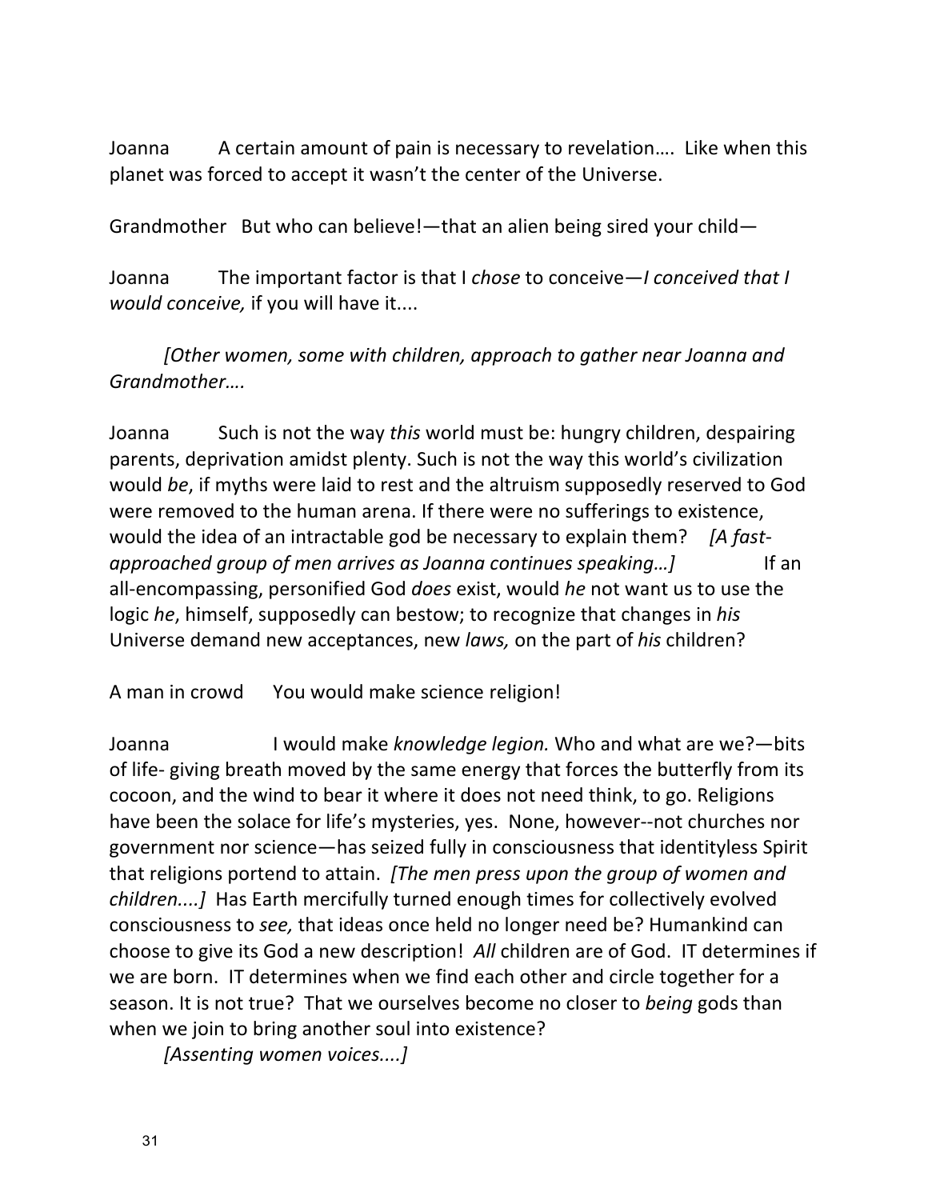Joanna A certain amount of pain is necessary to revelation…. Like when this planet was forced to accept it wasn't the center of the Universe.

Grandmother But who can believe!—that an alien being sired your child—

Joanna The important factor is that I *chose* to conceive—*I conceived that I would conceive,* if you will have it....

*[Other women, some with children, approach to gather near Joanna and Grandmother….*

Joanna Such is not the way *this* world must be: hungry children, despairing parents, deprivation amidst plenty. Such is not the way this world's civilization would *be*, if myths were laid to rest and the altruism supposedly reserved to God were removed to the human arena. If there were no sufferings to existence, would the idea of an intractable god be necessary to explain them? *[A fast-approached group of men arrives as Joanna continues speaking…]* If an all-encompassing, personified God *does* exist, would *he* not want us to use the logic *he*, himself, supposedly can bestow; to recognize that changes in *his* Universe demand new acceptances, new *laws,* on the part of *his* children?

A man in crowd You would make science religion!

Joanna I would make *knowledge legion.* Who and what are we?—bits of life- giving breath moved by the same energy that forces the butterfly from its cocoon, and the wind to bear it where it does not need think, to go. Religions have been the solace for life's mysteries, yes. None, however--not churches nor government nor science—has seized fully in consciousness that identityless Spirit that religions portend to attain. *[The men press upon the group of women and children....]* Has Earth mercifully turned enough times for collectively evolved consciousness to *see,* that ideas once held no longer need be? Humankind can choose to give its God a new description! *All* children are of God. IT determines if we are born. IT determines when we find each other and circle together for a season. It is not true? That we ourselves become no closer to *being* gods than when we join to bring another soul into existence?

*[Assenting women voices....]*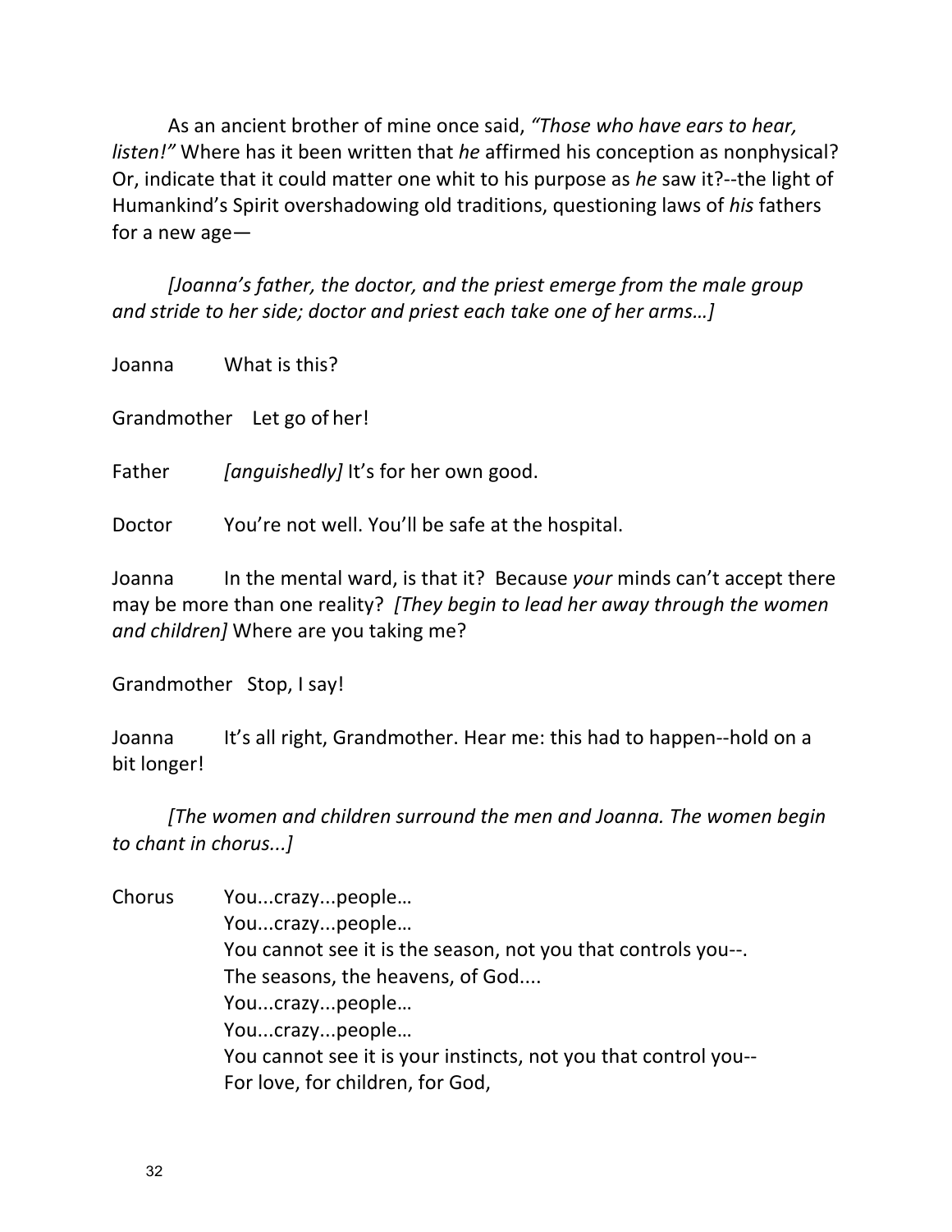As an ancient brother of mine once said, *"Those who have ears to hear, listen!"* Where has it been written that *he* affirmed his conception as nonphysical? Or, indicate that it could matter one whit to his purpose as *he* saw it?--the light of Humankind's Spirit overshadowing old traditions, questioning laws of *his* fathers for a new age—

*[Joanna's father, the doctor, and the priest emerge from the male group and stride to her side; doctor and priest each take one of her arms…]*

Joanna What is this?

Grandmother Let go of her!

Father *[anguishedly]* It's for her own good.

Doctor You're not well. You'll be safe at the hospital.

Joanna In the mental ward, is that it? Because *your* minds can't accept there may be more than one reality? *[They begin to lead her away through the women and children]* Where are you taking me?

Grandmother Stop, I say!

Joanna It's all right, Grandmother. Hear me: this had to happen--hold on a bit longer!

*[The women and children surround the men and Joanna. The women begin to chant in chorus...]*

Chorus You...crazy...people…
You...crazy...people…
You cannot see it is the season, not you that controls you--.
The seasons, the heavens, of God....
You...crazy...people…
You...crazy...people…
You cannot see it is your instincts, not you that control you--
For love, for children, for God,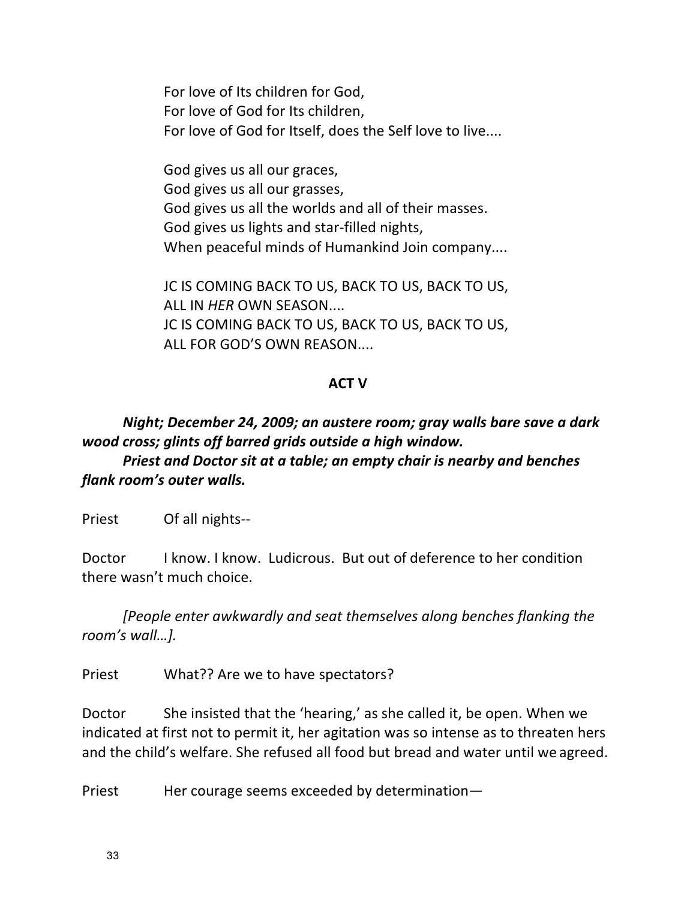For love of Its children for God,  
For love of God for Its children,  
For love of God for Itself, does the Self love to live....

God gives us all our graces,  
God gives us all our grasses,  
God gives us all the worlds and all of their masses.  
God gives us lights and star-filled nights,  
When peaceful minds of Humankind Join company....

JC IS COMING BACK TO US, BACK TO US, BACK TO US,  
ALL IN *HER* OWN SEASON....  
JC IS COMING BACK TO US, BACK TO US, BACK TO US,  
ALL FOR GOD'S OWN REASON....

## ACT V

***Night; December 24, 2009; an austere room; gray walls bare save a dark wood cross; glints off barred grids outside a high window.***

***Priest and Doctor sit at a table; an empty chair is nearby and benches flank room's outer walls.***

Priest	Of all nights--

Doctor	I know. I know. Ludicrous. But out of deference to her condition there wasn't much choice.

*[People enter awkwardly and seat themselves along benches flanking the room's wall…].*

Priest	What?? Are we to have spectators?

Doctor	She insisted that the 'hearing,' as she called it, be open. When we indicated at first not to permit it, her agitation was so intense as to threaten hers and the child's welfare. She refused all food but bread and water until we agreed.

Priest	Her courage seems exceeded by determination—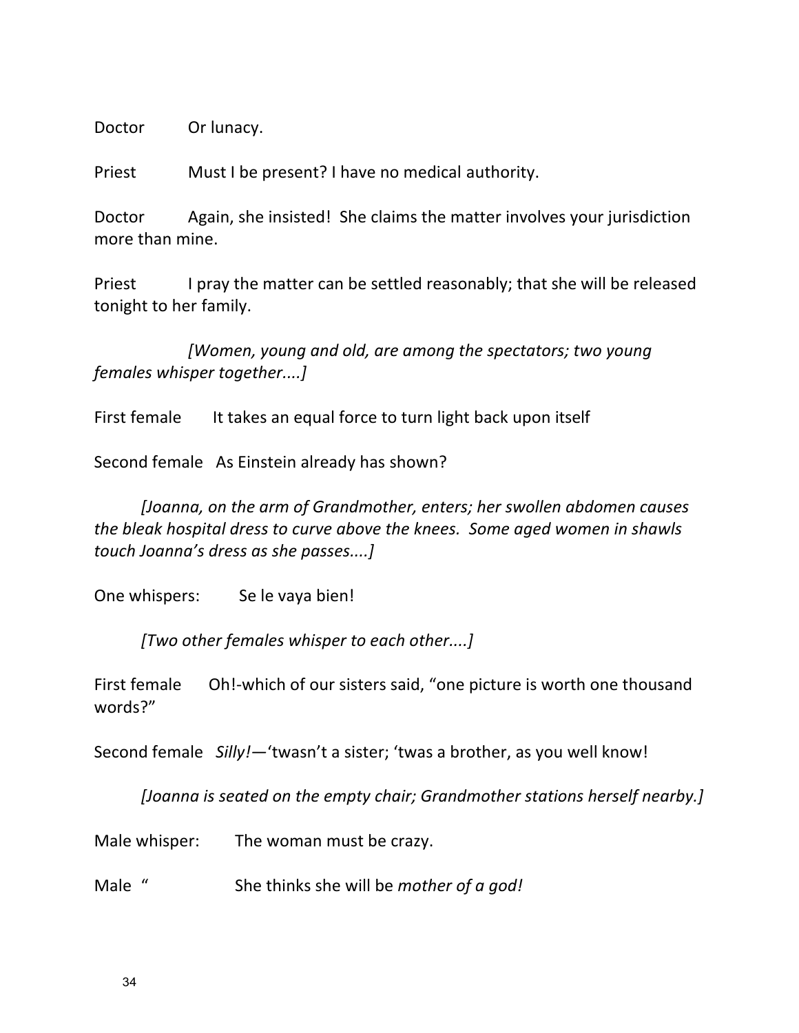Doctor Or lunacy.

Priest Must I be present? I have no medical authority.

Doctor Again, she insisted! She claims the matter involves your jurisdiction more than mine.

Priest I pray the matter can be settled reasonably; that she will be released tonight to her family.

*[Women, young and old, are among the spectators; two young females whisper together....]*

First female It takes an equal force to turn light back upon itself

Second female As Einstein already has shown?

*[Joanna, on the arm of Grandmother, enters; her swollen abdomen causes the bleak hospital dress to curve above the knees. Some aged women in shawls touch Joanna's dress as she passes....]*

One whispers: Se le vaya bien!

*[Two other females whisper to each other....]*

First female Oh!-which of our sisters said, "one picture is worth one thousand words?"

Second female *Silly!*—'twasn't a sister; 'twas a brother, as you well know!

*[Joanna is seated on the empty chair; Grandmother stations herself nearby.]*

Male whisper: The woman must be crazy.

Male " She thinks she will be *mother of a god!*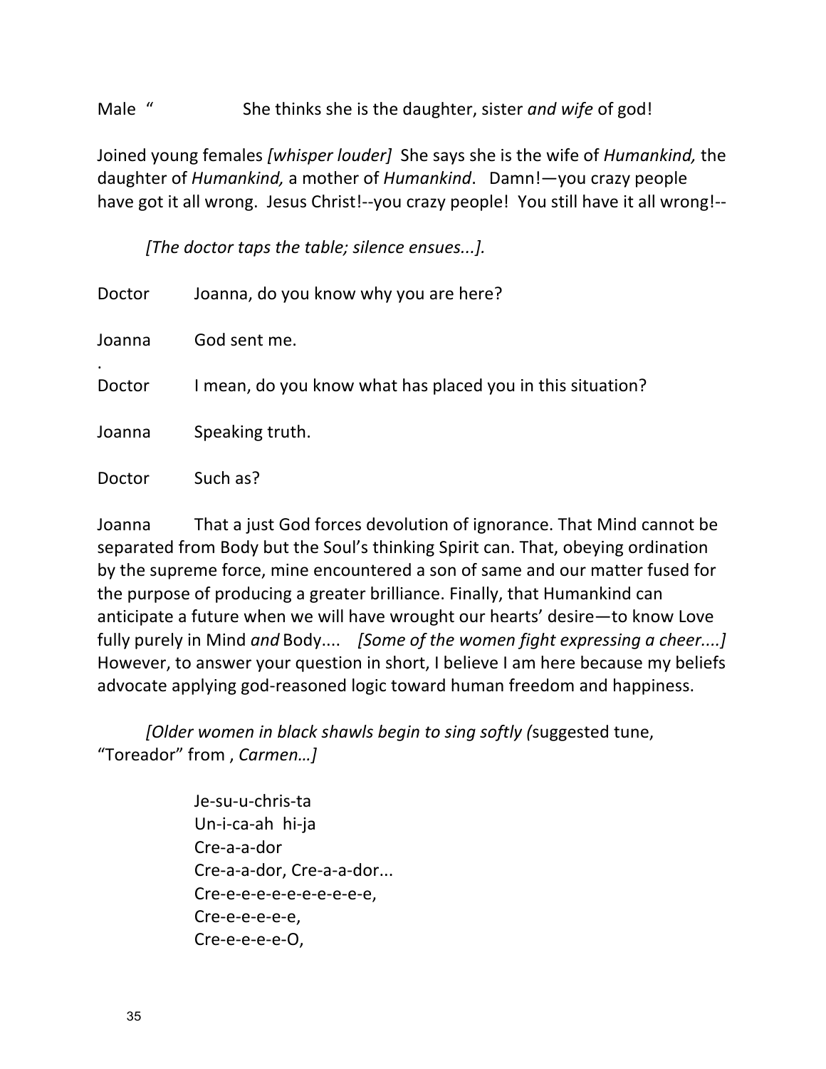Male " She thinks she is the daughter, sister *and wife* of god!

Joined young females *[whisper louder]* She says she is the wife of *Humankind,* the daughter of *Humankind,* a mother of *Humankind*. Damn!—you crazy people have got it all wrong. Jesus Christ!--you crazy people! You still have it all wrong!--

*[The doctor taps the table; silence ensues...].*

Doctor Joanna, do you know why you are here?

Joanna God sent me.

.
Doctor I mean, do you know what has placed you in this situation?

Joanna Speaking truth.

Doctor Such as?

Joanna That a just God forces devolution of ignorance. That Mind cannot be separated from Body but the Soul's thinking Spirit can. That, obeying ordination by the supreme force, mine encountered a son of same and our matter fused for the purpose of producing a greater brilliance. Finally, that Humankind can anticipate a future when we will have wrought our hearts' desire—to know Love fully purely in Mind *and* Body.... *[Some of the women fight expressing a cheer....]* However, to answer your question in short, I believe I am here because my beliefs advocate applying god-reasoned logic toward human freedom and happiness.

*[Older women in black shawls begin to sing softly (*suggested tune, "Toreador" from , *Carmen…]*

Je-su-u-chris-ta
Un-i-ca-ah hi-ja
Cre-a-a-dor
Cre-a-a-dor, Cre-a-a-dor...
Cre-e-e-e-e-e-e-e-e-e-e,
Cre-e-e-e-e-e,
Cre-e-e-e-e-O,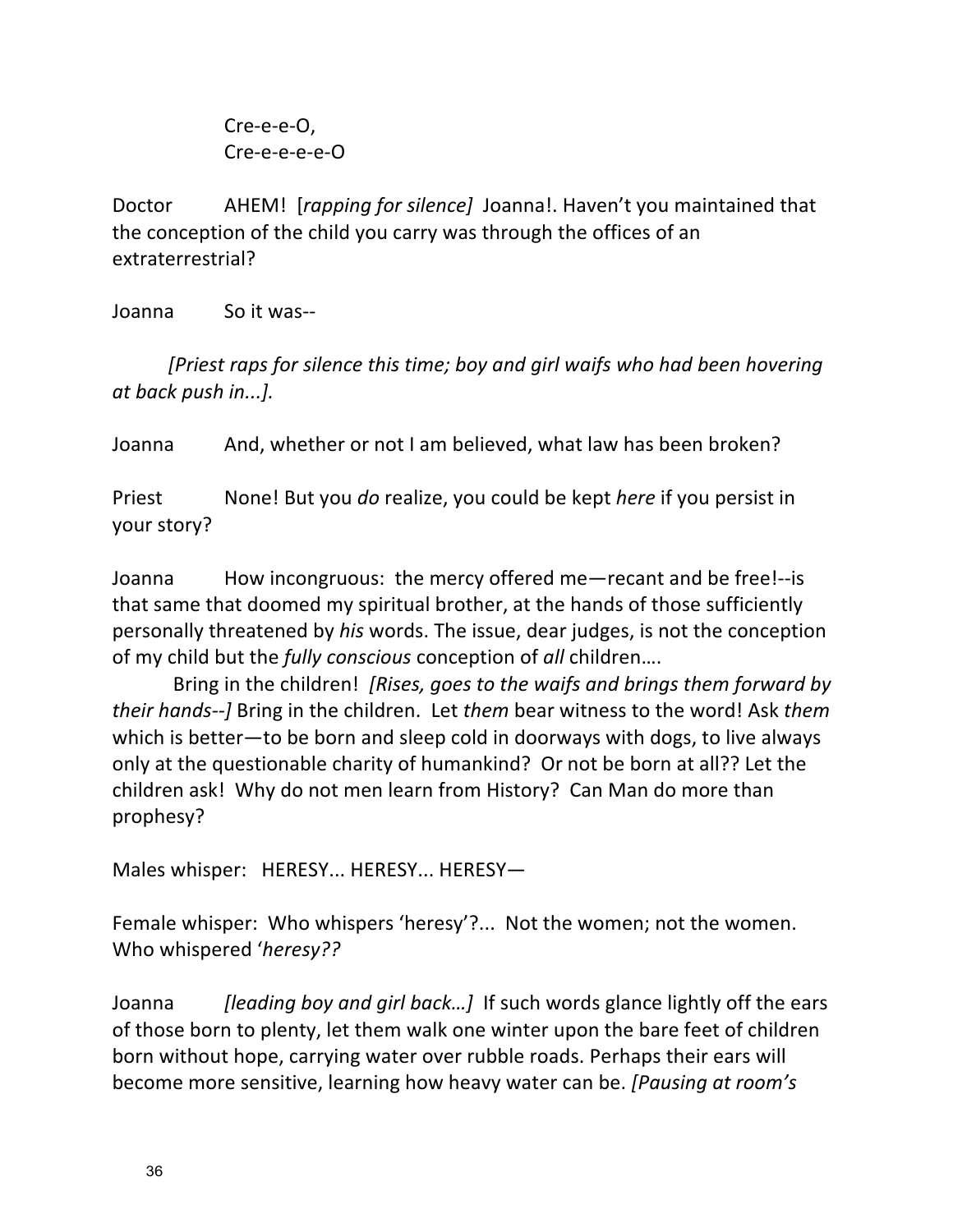Cre-e-e-O,  
Cre-e-e-e-e-O

Doctor  AHEM! [*rapping for silence]* Joanna!. Haven't you maintained that the conception of the child you carry was through the offices of an extraterrestrial?

Joanna  So it was--

*[Priest raps for silence this time; boy and girl waifs who had been hovering at back push in...].*

Joanna  And, whether or not I am believed, what law has been broken?

Priest  None! But you *do* realize, you could be kept *here* if you persist in your story?

Joanna  How incongruous: the mercy offered me—recant and be free!--is that same that doomed my spiritual brother, at the hands of those sufficiently personally threatened by *his* words. The issue, dear judges, is not the conception of my child but the *fully conscious* conception of *all* children….

Bring in the children! *[Rises, goes to the waifs and brings them forward by their hands--]* Bring in the children. Let *them* bear witness to the word! Ask *them* which is better—to be born and sleep cold in doorways with dogs, to live always only at the questionable charity of humankind? Or not be born at all?? Let the children ask! Why do not men learn from History? Can Man do more than prophesy?

Males whisper: HERESY... HERESY... HERESY—

Female whisper: Who whispers 'heresy'?... Not the women; not the women. Who whispered '*heresy??*

Joanna  *[leading boy and girl back…]* If such words glance lightly off the ears of those born to plenty, let them walk one winter upon the bare feet of children born without hope, carrying water over rubble roads. Perhaps their ears will become more sensitive, learning how heavy water can be. *[Pausing at room's*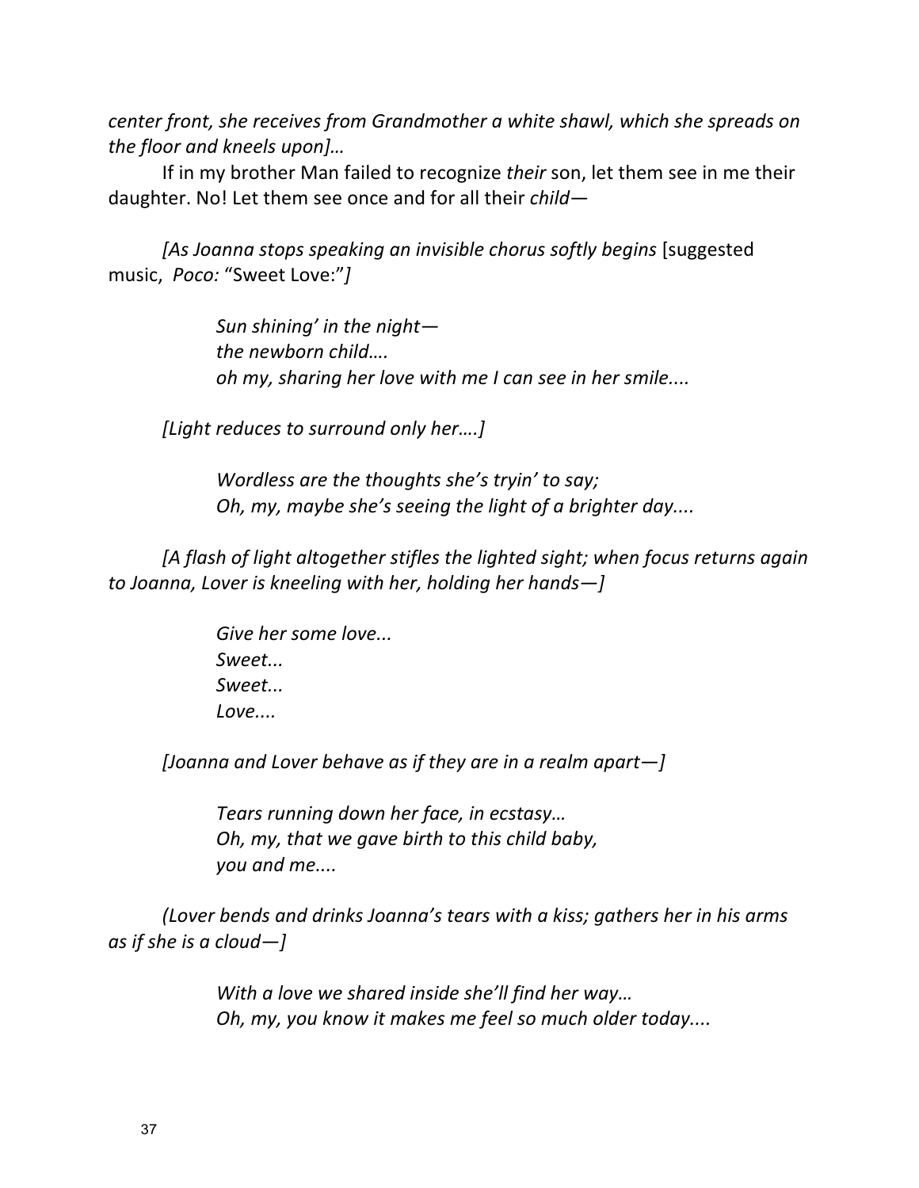*center front, she receives from Grandmother a white shawl, which she spreads on the floor and kneels upon]…*

If in my brother Man failed to recognize *their* son, let them see in me their daughter. No! Let them see once and for all their *child*—

*[As Joanna stops speaking an invisible chorus softly begins* [suggested music, *Poco:* "Sweet Love:"*]*

> *Sun shining' in the night—*
> *the newborn child….*
> *oh my, sharing her love with me I can see in her smile....*

*[Light reduces to surround only her….]*

> *Wordless are the thoughts she's tryin' to say;*
> *Oh, my, maybe she's seeing the light of a brighter day....*

*[A flash of light altogether stifles the lighted sight; when focus returns again to Joanna, Lover is kneeling with her, holding her hands—]*

> *Give her some love...*
> *Sweet...*
> *Sweet...*
> *Love....*

*[Joanna and Lover behave as if they are in a realm apart—]*

> *Tears running down her face, in ecstasy…*
> *Oh, my, that we gave birth to this child baby,*
> *you and me....*

*(Lover bends and drinks Joanna's tears with a kiss; gathers her in his arms as if she is a cloud—]*

> *With a love we shared inside she'll find her way…*
> *Oh, my, you know it makes me feel so much older today....*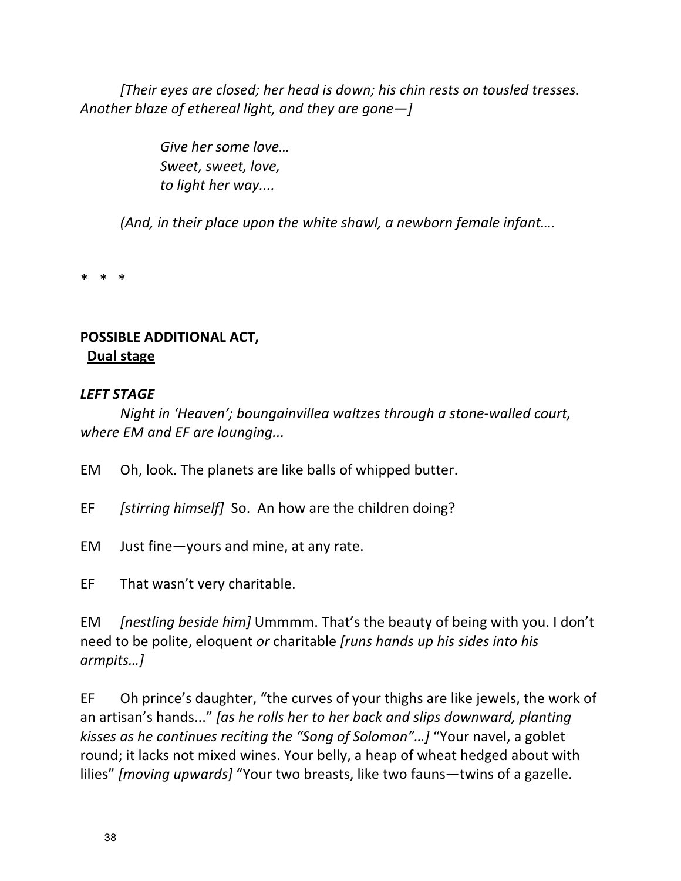*[Their eyes are closed; her head is down; his chin rests on tousled tresses. Another blaze of ethereal light, and they are gone—]*

> *Give her some love…*
> *Sweet, sweet, love,*
> *to light her way....*

*(And, in their place upon the white shawl, a newborn female infant….*

\* \* \*

**POSSIBLE ADDITIONAL ACT,**
**<u>Dual stage</u>**

***LEFT STAGE***

*Night in 'Heaven'; boungainvillea waltzes through a stone-walled court, where EM and EF are lounging...*

EM Oh, look. The planets are like balls of whipped butter.

EF *[stirring himself]* So. An how are the children doing?

EM Just fine—yours and mine, at any rate.

EF That wasn't very charitable.

EM *[nestling beside him]* Ummmm. That's the beauty of being with you. I don't need to be polite, eloquent *or* charitable *[runs hands up his sides into his armpits…]*

EF Oh prince's daughter, "the curves of your thighs are like jewels, the work of an artisan's hands..." *[as he rolls her to her back and slips downward, planting kisses as he continues reciting the "Song of Solomon"…]* "Your navel, a goblet round; it lacks not mixed wines. Your belly, a heap of wheat hedged about with lilies" *[moving upwards]* "Your two breasts, like two fauns—twins of a gazelle.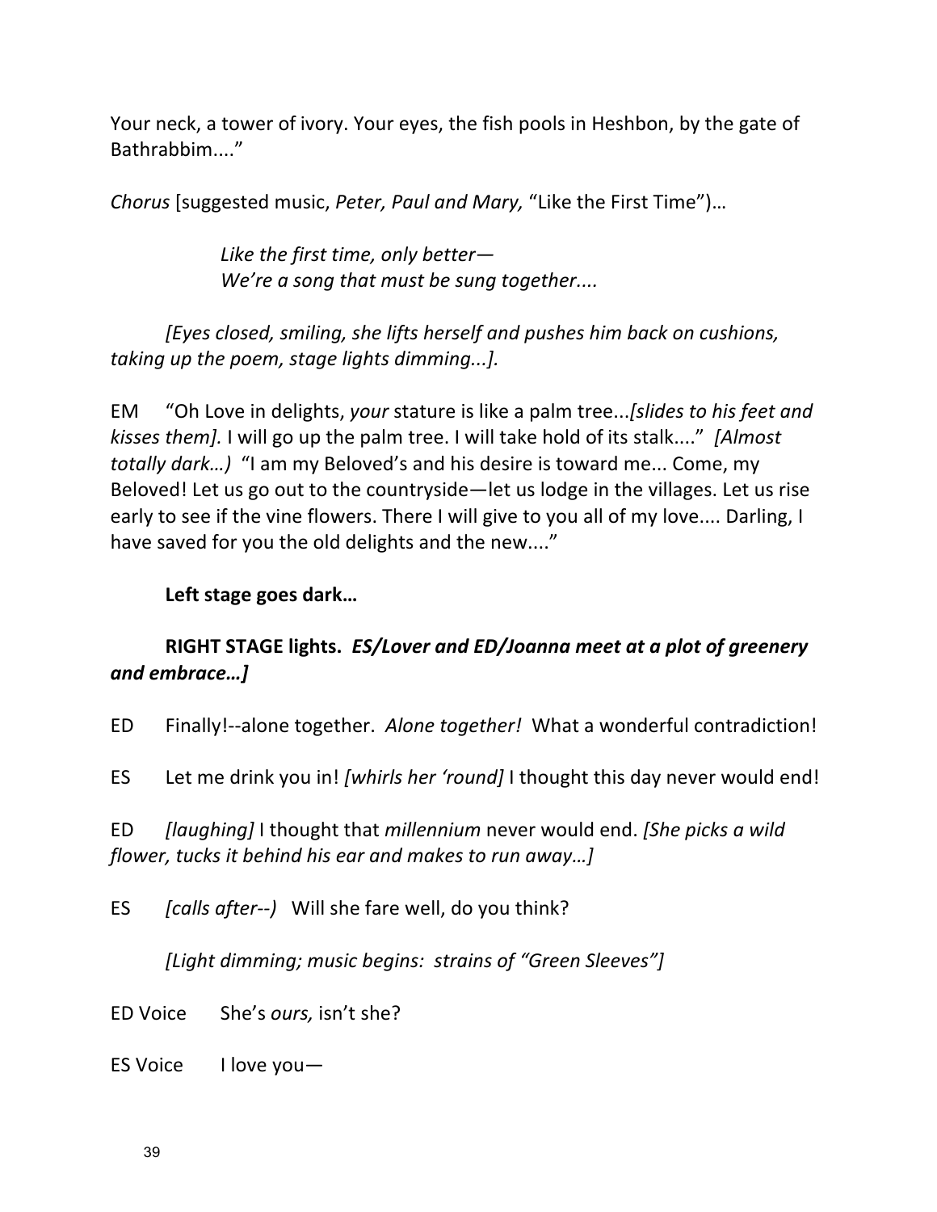Your neck, a tower of ivory. Your eyes, the fish pools in Heshbon, by the gate of Bathrabbim...."

*Chorus* [suggested music, *Peter, Paul and Mary,* "Like the First Time")…

> *Like the first time, only better—*
> *We're a song that must be sung together....*

*[Eyes closed, smiling, she lifts herself and pushes him back on cushions, taking up the poem, stage lights dimming...].*

EM "Oh Love in delights, *your* stature is like a palm tree...*[slides to his feet and kisses them].* I will go up the palm tree. I will take hold of its stalk...." *[Almost totally dark…)* "I am my Beloved's and his desire is toward me... Come, my Beloved! Let us go out to the countryside—let us lodge in the villages. Let us rise early to see if the vine flowers. There I will give to you all of my love.... Darling, I have saved for you the old delights and the new...."

**Left stage goes dark…**

**RIGHT STAGE lights.** ***ES/Lover and ED/Joanna meet at a plot of greenery and embrace…]***

ED Finally!--alone together. *Alone together!* What a wonderful contradiction!

ES Let me drink you in! *[whirls her 'round]* I thought this day never would end!

ED *[laughing]* I thought that *millennium* never would end. *[She picks a wild flower, tucks it behind his ear and makes to run away…]*

ES *[calls after--)* Will she fare well, do you think?

*[Light dimming; music begins: strains of "Green Sleeves"]*

ED Voice She's *ours,* isn't she?

ES Voice I love you—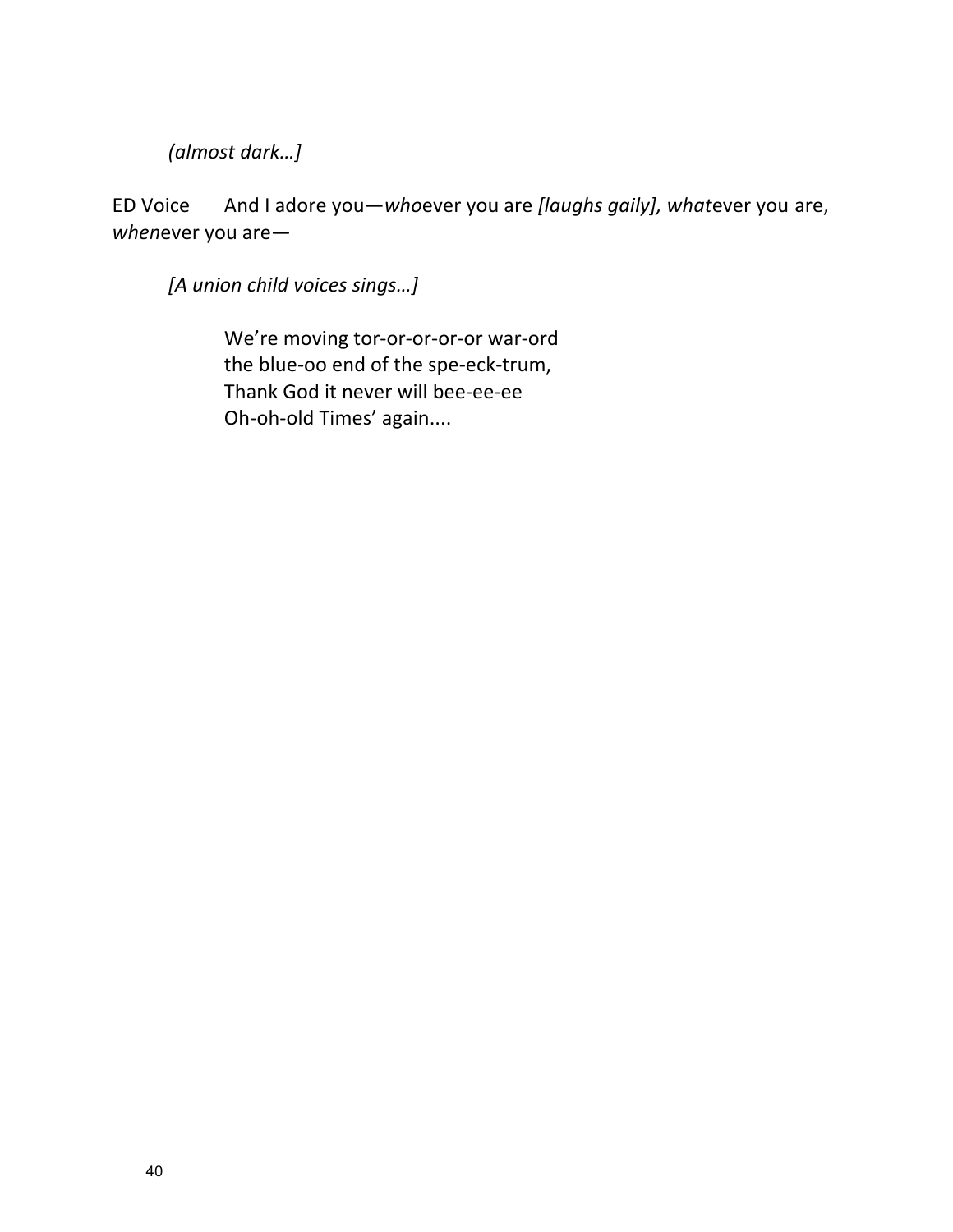*(almost dark…]*

ED Voice And I adore you—*who*ever you are *[laughs gaily], what*ever you are, *when*ever you are—

*[A union child voices sings…]*

> We're moving tor-or-or-or-or war-ord
> the blue-oo end of the spe-eck-trum,
> Thank God it never will bee-ee-ee
> Oh-oh-old Times' again....